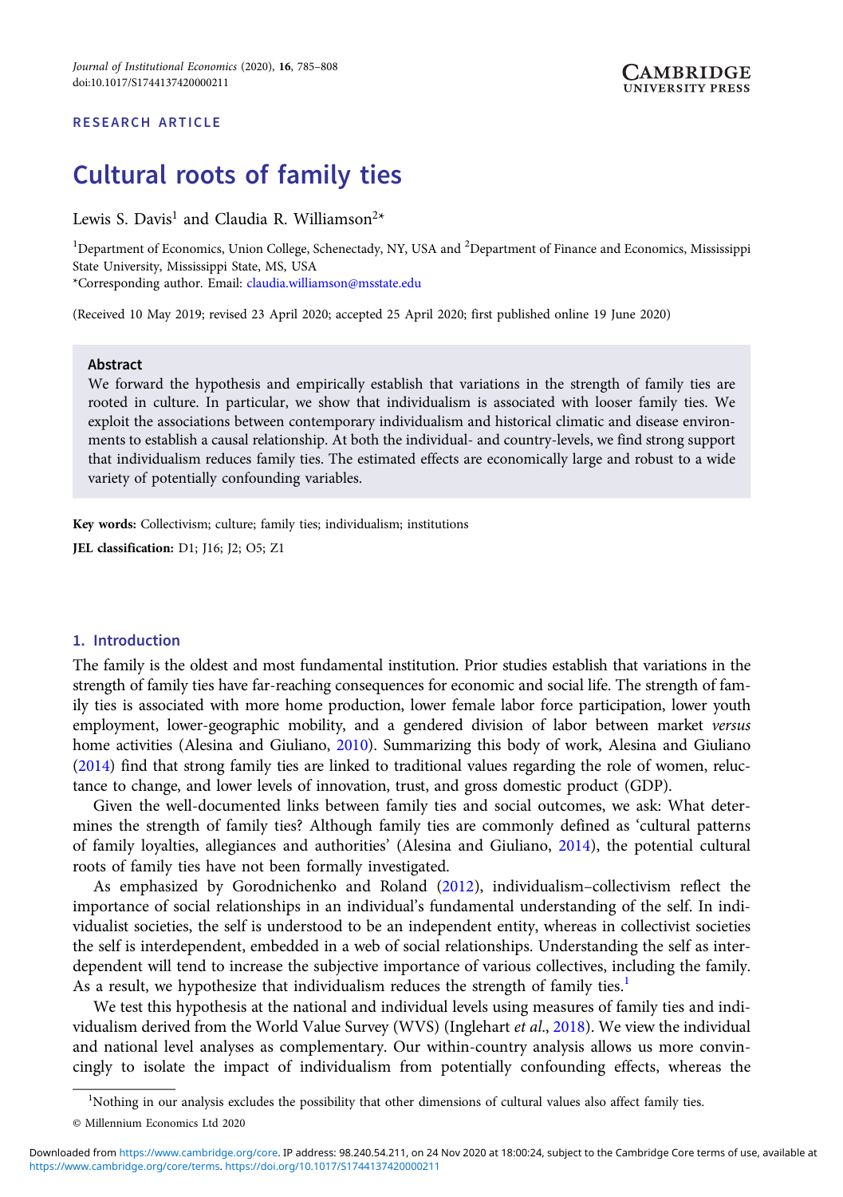RESEARCH ARTICLE

# Cultural roots of family ties

Lewis S. Davis[1] and Claudia R. Williamson[2]*

[1]Department of Economics, Union College, Schenectady, NY, USA and [2]Department of Finance and Economics, Mississippi State University, Mississippi State, MS, USA
*Corresponding author. Email: claudia.williamson@msstate.edu

(Received 10 May 2019; revised 23 April 2020; accepted 25 April 2020; first published online 19 June 2020)

## Abstract

We forward the hypothesis and empirically establish that variations in the strength of family ties are rooted in culture. In particular, we show that individualism is associated with looser family ties. We exploit the associations between contemporary individualism and historical climatic and disease environments to establish a causal relationship. At both the individual- and country-levels, we find strong support that individualism reduces family ties. The estimated effects are economically large and robust to a wide variety of potentially confounding variables.

**Key words:** Collectivism; culture; family ties; individualism; institutions

**JEL classification:** D1; J16; J2; O5; Z1

## 1. Introduction

The family is the oldest and most fundamental institution. Prior studies establish that variations in the strength of family ties have far-reaching consequences for economic and social life. The strength of family ties is associated with more home production, lower female labor force participation, lower youth employment, lower-geographic mobility, and a gendered division of labor between market *versus* home activities (Alesina and Giuliano, 2010). Summarizing this body of work, Alesina and Giuliano (2014) find that strong family ties are linked to traditional values regarding the role of women, reluctance to change, and lower levels of innovation, trust, and gross domestic product (GDP).

Given the well-documented links between family ties and social outcomes, we ask: What determines the strength of family ties? Although family ties are commonly defined as 'cultural patterns of family loyalties, allegiances and authorities' (Alesina and Giuliano, 2014), the potential cultural roots of family ties have not been formally investigated.

As emphasized by Gorodnichenko and Roland (2012), individualism–collectivism reflect the importance of social relationships in an individual's fundamental understanding of the self. In individualist societies, the self is understood to be an independent entity, whereas in collectivist societies the self is interdependent, embedded in a web of social relationships. Understanding the self as interdependent will tend to increase the subjective importance of various collectives, including the family. As a result, we hypothesize that individualism reduces the strength of family ties.[1]

We test this hypothesis at the national and individual levels using measures of family ties and individualism derived from the World Value Survey (WVS) (Inglehart *et al.*, 2018). We view the individual and national level analyses as complementary. Our within-country analysis allows us more convincingly to isolate the impact of individualism from potentially confounding effects, whereas the

[1]Nothing in our analysis excludes the possibility that other dimensions of cultural values also affect family ties.

© Millennium Economics Ltd 2020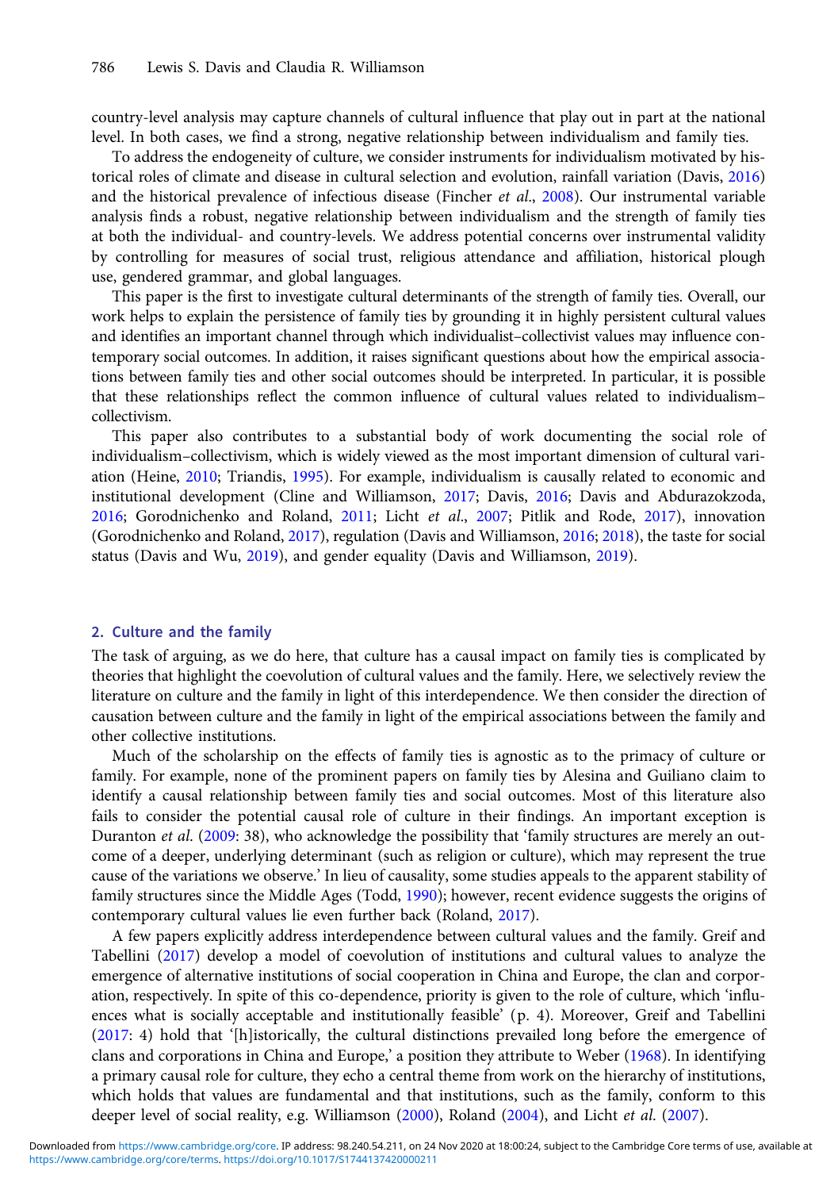country-level analysis may capture channels of cultural influence that play out in part at the national level. In both cases, we find a strong, negative relationship between individualism and family ties.

To address the endogeneity of culture, we consider instruments for individualism motivated by historical roles of climate and disease in cultural selection and evolution, rainfall variation (Davis, 2016) and the historical prevalence of infectious disease (Fincher *et al.*, 2008). Our instrumental variable analysis finds a robust, negative relationship between individualism and the strength of family ties at both the individual- and country-levels. We address potential concerns over instrumental validity by controlling for measures of social trust, religious attendance and affiliation, historical plough use, gendered grammar, and global languages.

This paper is the first to investigate cultural determinants of the strength of family ties. Overall, our work helps to explain the persistence of family ties by grounding it in highly persistent cultural values and identifies an important channel through which individualist–collectivist values may influence contemporary social outcomes. In addition, it raises significant questions about how the empirical associations between family ties and other social outcomes should be interpreted. In particular, it is possible that these relationships reflect the common influence of cultural values related to individualism–collectivism.

This paper also contributes to a substantial body of work documenting the social role of individualism–collectivism, which is widely viewed as the most important dimension of cultural variation (Heine, 2010; Triandis, 1995). For example, individualism is causally related to economic and institutional development (Cline and Williamson, 2017; Davis, 2016; Davis and Abdurazokzoda, 2016; Gorodnichenko and Roland, 2011; Licht *et al.*, 2007; Pitlik and Rode, 2017), innovation (Gorodnichenko and Roland, 2017), regulation (Davis and Williamson, 2016; 2018), the taste for social status (Davis and Wu, 2019), and gender equality (Davis and Williamson, 2019).

## 2. Culture and the family

The task of arguing, as we do here, that culture has a causal impact on family ties is complicated by theories that highlight the coevolution of cultural values and the family. Here, we selectively review the literature on culture and the family in light of this interdependence. We then consider the direction of causation between culture and the family in light of the empirical associations between the family and other collective institutions.

Much of the scholarship on the effects of family ties is agnostic as to the primacy of culture or family. For example, none of the prominent papers on family ties by Alesina and Guiliano claim to identify a causal relationship between family ties and social outcomes. Most of this literature also fails to consider the potential causal role of culture in their findings. An important exception is Duranton *et al.* (2009: 38), who acknowledge the possibility that 'family structures are merely an outcome of a deeper, underlying determinant (such as religion or culture), which may represent the true cause of the variations we observe.' In lieu of causality, some studies appeals to the apparent stability of family structures since the Middle Ages (Todd, 1990); however, recent evidence suggests the origins of contemporary cultural values lie even further back (Roland, 2017).

A few papers explicitly address interdependence between cultural values and the family. Greif and Tabellini (2017) develop a model of coevolution of institutions and cultural values to analyze the emergence of alternative institutions of social cooperation in China and Europe, the clan and corporation, respectively. In spite of this co-dependence, priority is given to the role of culture, which 'influences what is socially acceptable and institutionally feasible' (p. 4). Moreover, Greif and Tabellini (2017: 4) hold that '[h]istorically, the cultural distinctions prevailed long before the emergence of clans and corporations in China and Europe,' a position they attribute to Weber (1968). In identifying a primary causal role for culture, they echo a central theme from work on the hierarchy of institutions, which holds that values are fundamental and that institutions, such as the family, conform to this deeper level of social reality, e.g. Williamson (2000), Roland (2004), and Licht *et al.* (2007).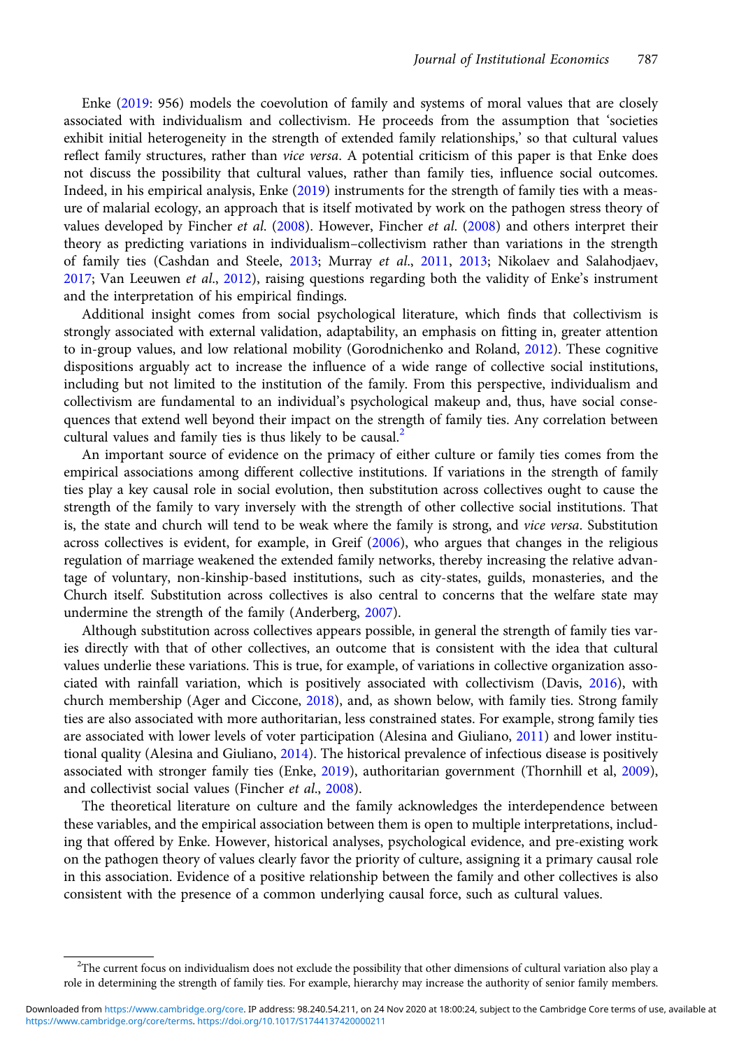Enke (2019: 956) models the coevolution of family and systems of moral values that are closely associated with individualism and collectivism. He proceeds from the assumption that 'societies exhibit initial heterogeneity in the strength of extended family relationships,' so that cultural values reflect family structures, rather than *vice versa*. A potential criticism of this paper is that Enke does not discuss the possibility that cultural values, rather than family ties, influence social outcomes. Indeed, in his empirical analysis, Enke (2019) instruments for the strength of family ties with a measure of malarial ecology, an approach that is itself motivated by work on the pathogen stress theory of values developed by Fincher *et al.* (2008). However, Fincher *et al.* (2008) and others interpret their theory as predicting variations in individualism–collectivism rather than variations in the strength of family ties (Cashdan and Steele, 2013; Murray *et al.*, 2011, 2013; Nikolaev and Salahodjaev, 2017; Van Leeuwen *et al.*, 2012), raising questions regarding both the validity of Enke's instrument and the interpretation of his empirical findings.

Additional insight comes from social psychological literature, which finds that collectivism is strongly associated with external validation, adaptability, an emphasis on fitting in, greater attention to in-group values, and low relational mobility (Gorodnichenko and Roland, 2012). These cognitive dispositions arguably act to increase the influence of a wide range of collective social institutions, including but not limited to the institution of the family. From this perspective, individualism and collectivism are fundamental to an individual's psychological makeup and, thus, have social consequences that extend well beyond their impact on the strength of family ties. Any correlation between cultural values and family ties is thus likely to be causal.[2]

An important source of evidence on the primacy of either culture or family ties comes from the empirical associations among different collective institutions. If variations in the strength of family ties play a key causal role in social evolution, then substitution across collectives ought to cause the strength of the family to vary inversely with the strength of other collective social institutions. That is, the state and church will tend to be weak where the family is strong, and *vice versa*. Substitution across collectives is evident, for example, in Greif (2006), who argues that changes in the religious regulation of marriage weakened the extended family networks, thereby increasing the relative advantage of voluntary, non-kinship-based institutions, such as city-states, guilds, monasteries, and the Church itself. Substitution across collectives is also central to concerns that the welfare state may undermine the strength of the family (Anderberg, 2007).

Although substitution across collectives appears possible, in general the strength of family ties varies directly with that of other collectives, an outcome that is consistent with the idea that cultural values underlie these variations. This is true, for example, of variations in collective organization associated with rainfall variation, which is positively associated with collectivism (Davis, 2016), with church membership (Ager and Ciccone, 2018), and, as shown below, with family ties. Strong family ties are also associated with more authoritarian, less constrained states. For example, strong family ties are associated with lower levels of voter participation (Alesina and Giuliano, 2011) and lower institutional quality (Alesina and Giuliano, 2014). The historical prevalence of infectious disease is positively associated with stronger family ties (Enke, 2019), authoritarian government (Thornhill et al, 2009), and collectivist social values (Fincher *et al.*, 2008).

The theoretical literature on culture and the family acknowledges the interdependence between these variables, and the empirical association between them is open to multiple interpretations, including that offered by Enke. However, historical analyses, psychological evidence, and pre-existing work on the pathogen theory of values clearly favor the priority of culture, assigning it a primary causal role in this association. Evidence of a positive relationship between the family and other collectives is also consistent with the presence of a common underlying causal force, such as cultural values.

---

[2] The current focus on individualism does not exclude the possibility that other dimensions of cultural variation also play a role in determining the strength of family ties. For example, hierarchy may increase the authority of senior family members.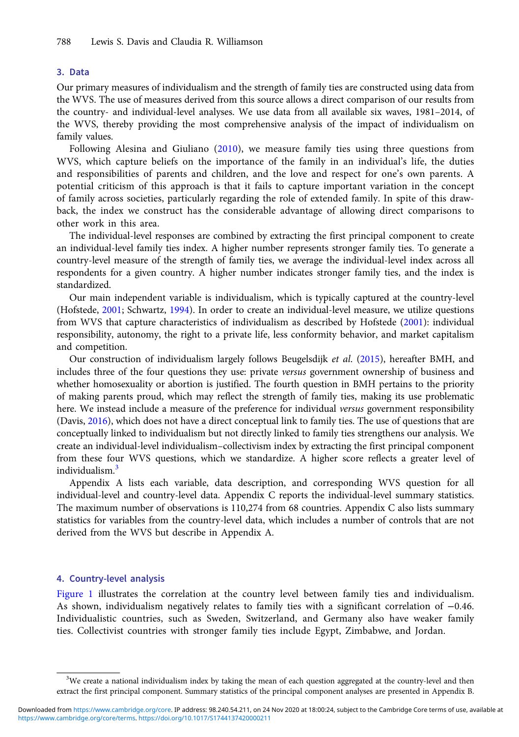## 3. Data

Our primary measures of individualism and the strength of family ties are constructed using data from the WVS. The use of measures derived from this source allows a direct comparison of our results from the country- and individual-level analyses. We use data from all available six waves, 1981–2014, of the WVS, thereby providing the most comprehensive analysis of the impact of individualism on family values.

Following Alesina and Giuliano (2010), we measure family ties using three questions from WVS, which capture beliefs on the importance of the family in an individual's life, the duties and responsibilities of parents and children, and the love and respect for one's own parents. A potential criticism of this approach is that it fails to capture important variation in the concept of family across societies, particularly regarding the role of extended family. In spite of this drawback, the index we construct has the considerable advantage of allowing direct comparisons to other work in this area.

The individual-level responses are combined by extracting the first principal component to create an individual-level family ties index. A higher number represents stronger family ties. To generate a country-level measure of the strength of family ties, we average the individual-level index across all respondents for a given country. A higher number indicates stronger family ties, and the index is standardized.

Our main independent variable is individualism, which is typically captured at the country-level (Hofstede, 2001; Schwartz, 1994). In order to create an individual-level measure, we utilize questions from WVS that capture characteristics of individualism as described by Hofstede (2001): individual responsibility, autonomy, the right to a private life, less conformity behavior, and market capitalism and competition.

Our construction of individualism largely follows Beugelsdijk *et al.* (2015), hereafter BMH, and includes three of the four questions they use: private *versus* government ownership of business and whether homosexuality or abortion is justified. The fourth question in BMH pertains to the priority of making parents proud, which may reflect the strength of family ties, making its use problematic here. We instead include a measure of the preference for individual *versus* government responsibility (Davis, 2016), which does not have a direct conceptual link to family ties. The use of questions that are conceptually linked to individualism but not directly linked to family ties strengthens our analysis. We create an individual-level individualism–collectivism index by extracting the first principal component from these four WVS questions, which we standardize. A higher score reflects a greater level of individualism.[3]

Appendix A lists each variable, data description, and corresponding WVS question for all individual-level and country-level data. Appendix C reports the individual-level summary statistics. The maximum number of observations is 110,274 from 68 countries. Appendix C also lists summary statistics for variables from the country-level data, which includes a number of controls that are not derived from the WVS but describe in Appendix A.

## 4. Country-level analysis

Figure 1 illustrates the correlation at the country level between family ties and individualism. As shown, individualism negatively relates to family ties with a significant correlation of −0.46. Individualistic countries, such as Sweden, Switzerland, and Germany also have weaker family ties. Collectivist countries with stronger family ties include Egypt, Zimbabwe, and Jordan.

[3] We create a national individualism index by taking the mean of each question aggregated at the country-level and then extract the first principal component. Summary statistics of the principal component analyses are presented in Appendix B.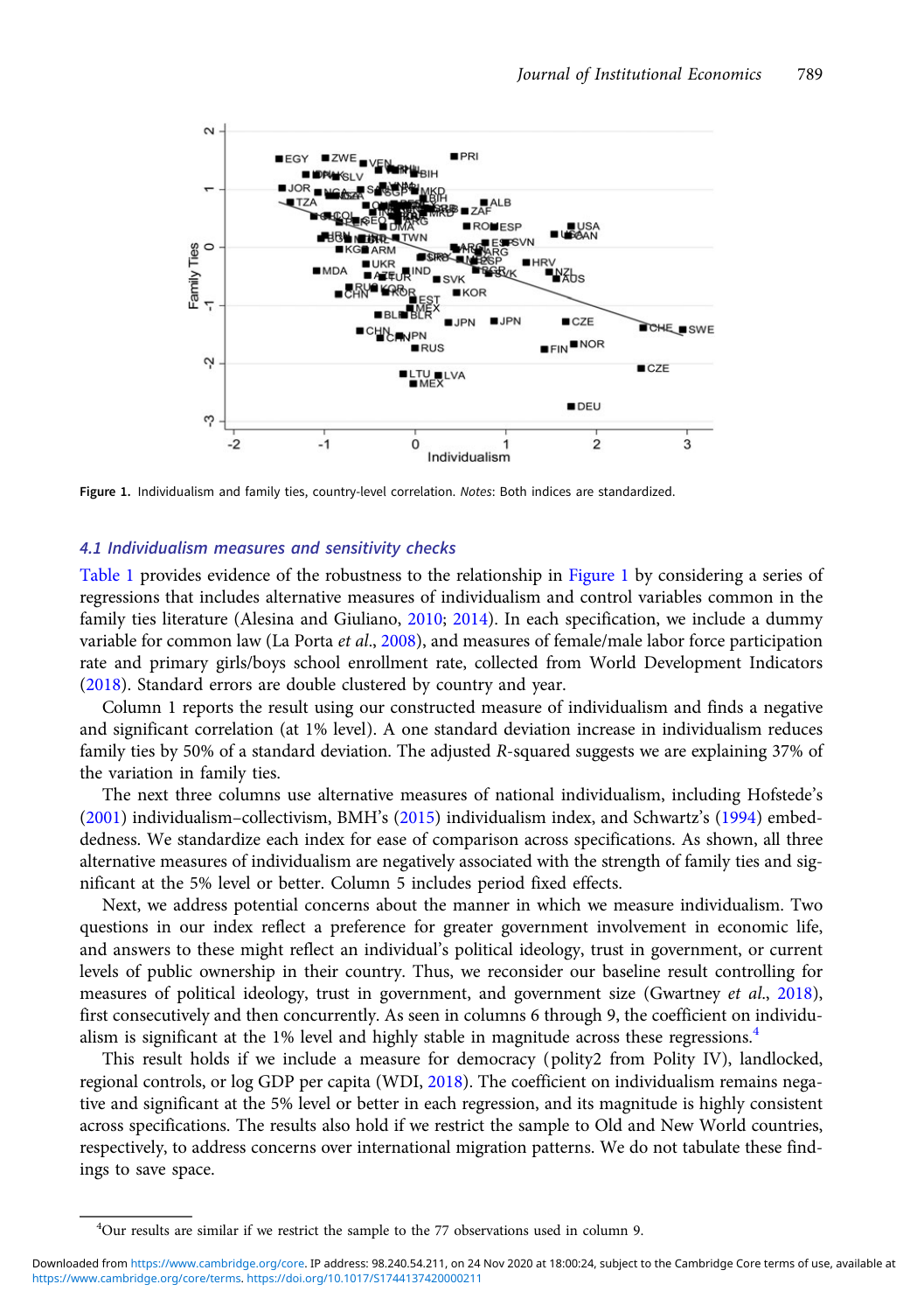Figure 1. Individualism and family ties, country-level correlation. *Notes*: Both indices are standardized.

### *4.1 Individualism measures and sensitivity checks*

Table 1 provides evidence of the robustness to the relationship in Figure 1 by considering a series of regressions that includes alternative measures of individualism and control variables common in the family ties literature (Alesina and Giuliano, 2010; 2014). In each specification, we include a dummy variable for common law (La Porta *et al*., 2008), and measures of female/male labor force participation rate and primary girls/boys school enrollment rate, collected from World Development Indicators (2018). Standard errors are double clustered by country and year.

Column 1 reports the result using our constructed measure of individualism and finds a negative and significant correlation (at 1% level). A one standard deviation increase in individualism reduces family ties by 50% of a standard deviation. The adjusted *R*-squared suggests we are explaining 37% of the variation in family ties.

The next three columns use alternative measures of national individualism, including Hofstede's (2001) individualism–collectivism, BMH's (2015) individualism index, and Schwartz's (1994) embeddedness. We standardize each index for ease of comparison across specifications. As shown, all three alternative measures of individualism are negatively associated with the strength of family ties and significant at the 5% level or better. Column 5 includes period fixed effects.

Next, we address potential concerns about the manner in which we measure individualism. Two questions in our index reflect a preference for greater government involvement in economic life, and answers to these might reflect an individual's political ideology, trust in government, or current levels of public ownership in their country. Thus, we reconsider our baseline result controlling for measures of political ideology, trust in government, and government size (Gwartney *et al*., 2018), first consecutively and then concurrently. As seen in columns 6 through 9, the coefficient on individualism is significant at the 1% level and highly stable in magnitude across these regressions.[4]

This result holds if we include a measure for democracy (polity2 from Polity IV), landlocked, regional controls, or log GDP per capita (WDI, 2018). The coefficient on individualism remains negative and significant at the 5% level or better in each regression, and its magnitude is highly consistent across specifications. The results also hold if we restrict the sample to Old and New World countries, respectively, to address concerns over international migration patterns. We do not tabulate these findings to save space.

[4]Our results are similar if we restrict the sample to the 77 observations used in column 9.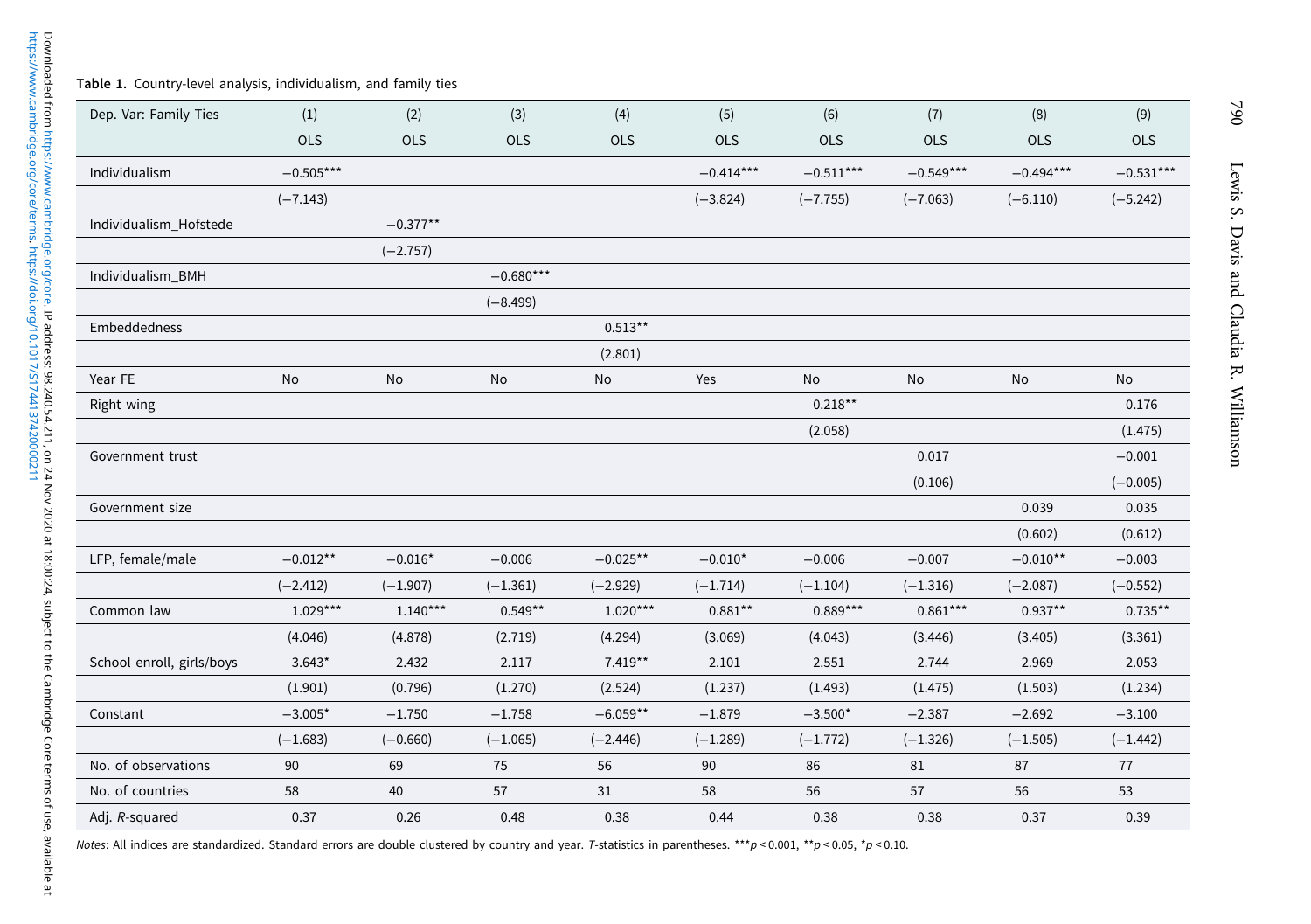**Table 1.** Country-level analysis, individualism, and family ties

| Dep. Var: Family Ties | (1) | (2) | (3) | (4) | (5) | (6) | (7) | (8) | (9) |
|---|---|---|---|---|---|---|---|---|---|
| | OLS | OLS | OLS | OLS | OLS | OLS | OLS | OLS | OLS |
| Individualism | −0.505*** | | | | −0.414*** | −0.511*** | −0.549*** | −0.494*** | −0.531*** |
| | (−7.143) | | | | (−3.824) | (−7.755) | (−7.063) | (−6.110) | (−5.242) |
| Individualism_Hofstede | | −0.377** | | | | | | | |
| | | (−2.757) | | | | | | | |
| Individualism_BMH | | | −0.680*** | | | | | | |
| | | | (−8.499) | | | | | | |
| Embeddedness | | | | 0.513** | | | | | |
| | | | | (2.801) | | | | | |
| Year FE | No | No | No | No | Yes | No | No | No | No |
| Right wing | | | | | | 0.218** | | | 0.176 |
| | | | | | | (2.058) | | | (1.475) |
| Government trust | | | | | | | 0.017 | | −0.001 |
| | | | | | | | (0.106) | | (−0.005) |
| Government size | | | | | | | | 0.039 | 0.035 |
| | | | | | | | | (0.602) | (0.612) |
| LFP, female/male | −0.012** | −0.016* | −0.006 | −0.025** | −0.010* | −0.006 | −0.007 | −0.010** | −0.003 |
| | (−2.412) | (−1.907) | (−1.361) | (−2.929) | (−1.714) | (−1.104) | (−1.316) | (−2.087) | (−0.552) |
| Common law | 1.029*** | 1.140*** | 0.549** | 1.020*** | 0.881** | 0.889*** | 0.861*** | 0.937** | 0.735** |
| | (4.046) | (4.878) | (2.719) | (4.294) | (3.069) | (4.043) | (3.446) | (3.405) | (3.361) |
| School enroll, girls/boys | 3.643* | 2.432 | 2.117 | 7.419** | 2.101 | 2.551 | 2.744 | 2.969 | 2.053 |
| | (1.901) | (0.796) | (1.270) | (2.524) | (1.237) | (1.493) | (1.475) | (1.503) | (1.234) |
| Constant | −3.005* | −1.750 | −1.758 | −6.059** | −1.879 | −3.500* | −2.387 | −2.692 | −3.100 |
| | (−1.683) | (−0.660) | (−1.065) | (−2.446) | (−1.289) | (−1.772) | (−1.326) | (−1.505) | (−1.442) |
| No. of observations | 90 | 69 | 75 | 56 | 90 | 86 | 81 | 87 | 77 |
| No. of countries | 58 | 40 | 57 | 31 | 58 | 56 | 57 | 56 | 53 |
| Adj. $R$-squared | 0.37 | 0.26 | 0.48 | 0.38 | 0.44 | 0.38 | 0.38 | 0.37 | 0.39 |

*Notes*: All indices are standardized. Standard errors are double clustered by country and year. *T*-statistics in parentheses. ***$p < 0.001$, **$p < 0.05$, *$p < 0.10$.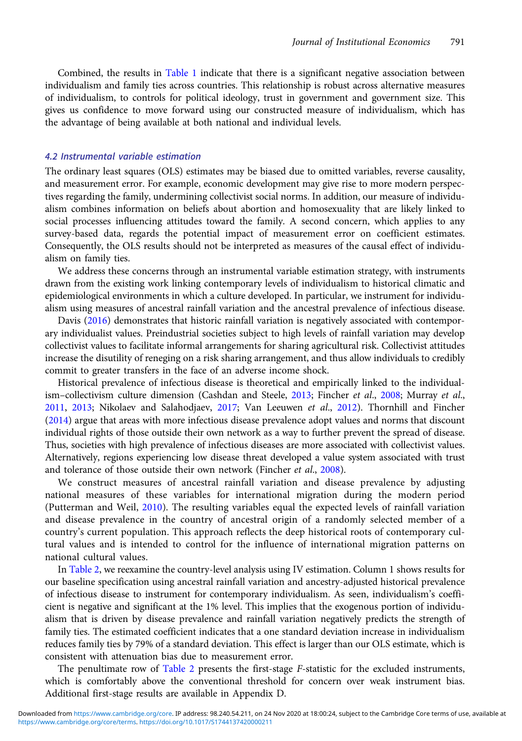Combined, the results in Table 1 indicate that there is a significant negative association between individualism and family ties across countries. This relationship is robust across alternative measures of individualism, to controls for political ideology, trust in government and government size. This gives us confidence to move forward using our constructed measure of individualism, which has the advantage of being available at both national and individual levels.

### 4.2 Instrumental variable estimation

The ordinary least squares (OLS) estimates may be biased due to omitted variables, reverse causality, and measurement error. For example, economic development may give rise to more modern perspectives regarding the family, undermining collectivist social norms. In addition, our measure of individualism combines information on beliefs about abortion and homosexuality that are likely linked to social processes influencing attitudes toward the family. A second concern, which applies to any survey-based data, regards the potential impact of measurement error on coefficient estimates. Consequently, the OLS results should not be interpreted as measures of the causal effect of individualism on family ties.

We address these concerns through an instrumental variable estimation strategy, with instruments drawn from the existing work linking contemporary levels of individualism to historical climatic and epidemiological environments in which a culture developed. In particular, we instrument for individualism using measures of ancestral rainfall variation and the ancestral prevalence of infectious disease.

Davis (2016) demonstrates that historic rainfall variation is negatively associated with contemporary individualist values. Preindustrial societies subject to high levels of rainfall variation may develop collectivist values to facilitate informal arrangements for sharing agricultural risk. Collectivist attitudes increase the disutility of reneging on a risk sharing arrangement, and thus allow individuals to credibly commit to greater transfers in the face of an adverse income shock.

Historical prevalence of infectious disease is theoretical and empirically linked to the individualism–collectivism culture dimension (Cashdan and Steele, 2013; Fincher *et al.*, 2008; Murray *et al.*, 2011, 2013; Nikolaev and Salahodjaev, 2017; Van Leeuwen *et al.*, 2012). Thornhill and Fincher (2014) argue that areas with more infectious disease prevalence adopt values and norms that discount individual rights of those outside their own network as a way to further prevent the spread of disease. Thus, societies with high prevalence of infectious diseases are more associated with collectivist values. Alternatively, regions experiencing low disease threat developed a value system associated with trust and tolerance of those outside their own network (Fincher *et al.*, 2008).

We construct measures of ancestral rainfall variation and disease prevalence by adjusting national measures of these variables for international migration during the modern period (Putterman and Weil, 2010). The resulting variables equal the expected levels of rainfall variation and disease prevalence in the country of ancestral origin of a randomly selected member of a country's current population. This approach reflects the deep historical roots of contemporary cultural values and is intended to control for the influence of international migration patterns on national cultural values.

In Table 2, we reexamine the country-level analysis using IV estimation. Column 1 shows results for our baseline specification using ancestral rainfall variation and ancestry-adjusted historical prevalence of infectious disease to instrument for contemporary individualism. As seen, individualism's coefficient is negative and significant at the 1% level. This implies that the exogenous portion of individualism that is driven by disease prevalence and rainfall variation negatively predicts the strength of family ties. The estimated coefficient indicates that a one standard deviation increase in individualism reduces family ties by 79% of a standard deviation. This effect is larger than our OLS estimate, which is consistent with attenuation bias due to measurement error.

The penultimate row of Table 2 presents the first-stage *F*-statistic for the excluded instruments, which is comfortably above the conventional threshold for concern over weak instrument bias. Additional first-stage results are available in Appendix D.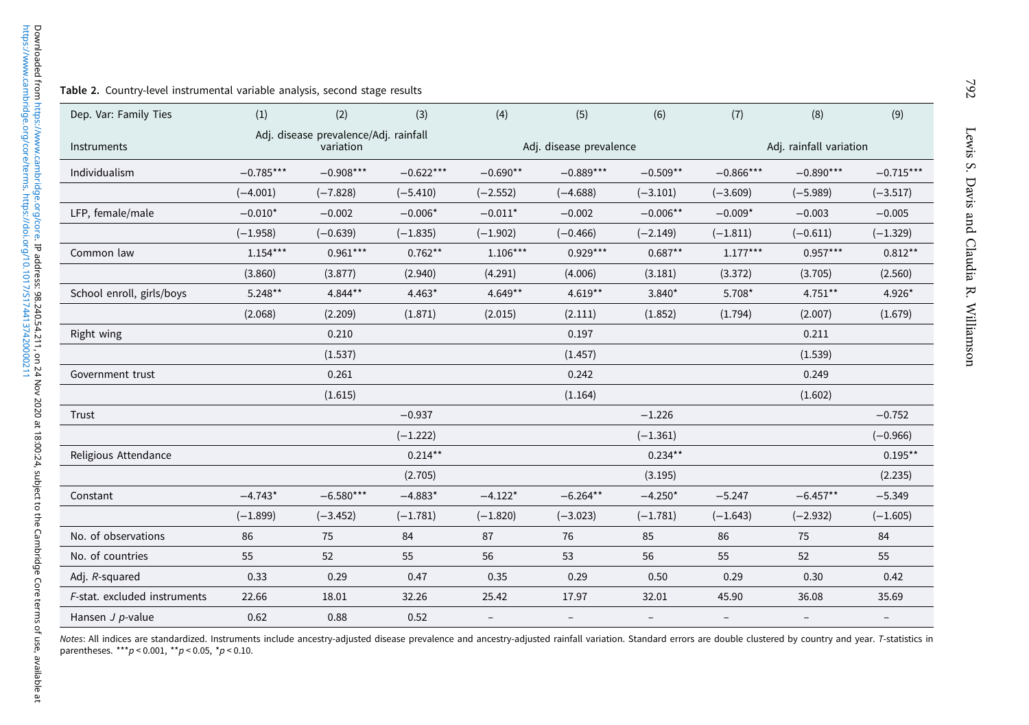**Table 2.** Country-level instrumental variable analysis, second stage results

| Dep. Var: Family Ties | (1) | (2) | (3) | (4) | (5) | (6) | (7) | (8) | (9) |
|---|---|---|---|---|---|---|---|---|---|
| Instruments | Adj. disease prevalence/Adj. rainfall variation | | | Adj. disease prevalence | | | Adj. rainfall variation | | |
| Individualism | −0.785*** | −0.908*** | −0.622*** | −0.690** | −0.889*** | −0.509** | −0.866*** | −0.890*** | −0.715*** |
| | (−4.001) | (−7.828) | (−5.410) | (−2.552) | (−4.688) | (−3.101) | (−3.609) | (−5.989) | (−3.517) |
| LFP, female/male | −0.010* | −0.002 | −0.006* | −0.011* | −0.002 | −0.006** | −0.009* | −0.003 | −0.005 |
| | (−1.958) | (−0.639) | (−1.835) | (−1.902) | (−0.466) | (−2.149) | (−1.811) | (−0.611) | (−1.329) |
| Common law | 1.154*** | 0.961*** | 0.762** | 1.106*** | 0.929*** | 0.687** | 1.177*** | 0.957*** | 0.812** |
| | (3.860) | (3.877) | (2.940) | (4.291) | (4.006) | (3.181) | (3.372) | (3.705) | (2.560) |
| School enroll, girls/boys | 5.248** | 4.844** | 4.463* | 4.649** | 4.619** | 3.840* | 5.708* | 4.751** | 4.926* |
| | (2.068) | (2.209) | (1.871) | (2.015) | (2.111) | (1.852) | (1.794) | (2.007) | (1.679) |
| Right wing | | 0.210 | | | 0.197 | | | 0.211 | |
| | | (1.537) | | | (1.457) | | | (1.539) | |
| Government trust | | 0.261 | | | 0.242 | | | 0.249 | |
| | | (1.615) | | | (1.164) | | | (1.602) | |
| Trust | | | −0.937 | | | −1.226 | | | −0.752 |
| | | | (−1.222) | | | (−1.361) | | | (−0.966) |
| Religious Attendance | | | 0.214** | | | 0.234** | | | 0.195** |
| | | | (2.705) | | | (3.195) | | | (2.235) |
| Constant | −4.743* | −6.580*** | −4.883* | −4.122* | −6.264** | −4.250* | −5.247 | −6.457** | −5.349 |
| | (−1.899) | (−3.452) | (−1.781) | (−1.820) | (−3.023) | (−1.781) | (−1.643) | (−2.932) | (−1.605) |
| No. of observations | 86 | 75 | 84 | 87 | 76 | 85 | 86 | 75 | 84 |
| No. of countries | 55 | 52 | 55 | 56 | 53 | 56 | 55 | 52 | 55 |
| Adj. *R*-squared | 0.33 | 0.29 | 0.47 | 0.35 | 0.29 | 0.50 | 0.29 | 0.30 | 0.42 |
| *F*-stat. excluded instruments | 22.66 | 18.01 | 32.26 | 25.42 | 17.97 | 32.01 | 45.90 | 36.08 | 35.69 |
| Hansen *J* *p*-value | 0.62 | 0.88 | 0.52 | – | – | – | – | – | – |

*Notes*: All indices are standardized. Instruments include ancestry-adjusted disease prevalence and ancestry-adjusted rainfall variation. Standard errors are double clustered by country and year. *T*-statistics in parentheses. ***$p < 0.001$, **$p < 0.05$, *$p < 0.10$.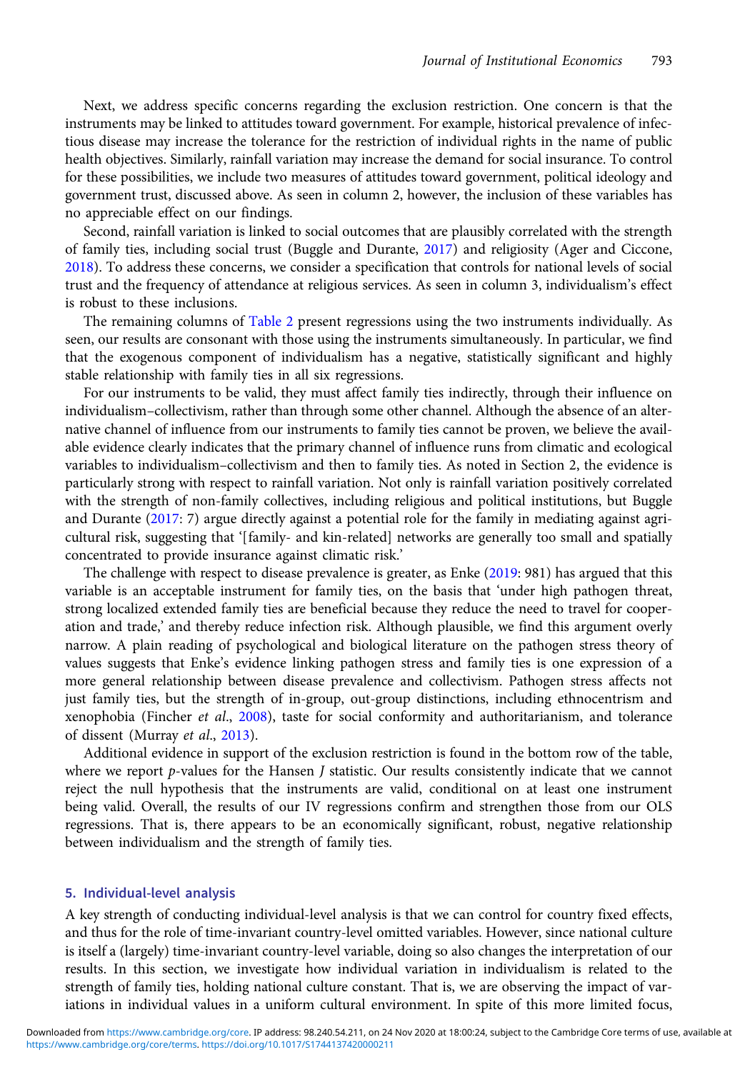Next, we address specific concerns regarding the exclusion restriction. One concern is that the instruments may be linked to attitudes toward government. For example, historical prevalence of infectious disease may increase the tolerance for the restriction of individual rights in the name of public health objectives. Similarly, rainfall variation may increase the demand for social insurance. To control for these possibilities, we include two measures of attitudes toward government, political ideology and government trust, discussed above. As seen in column 2, however, the inclusion of these variables has no appreciable effect on our findings.

Second, rainfall variation is linked to social outcomes that are plausibly correlated with the strength of family ties, including social trust (Buggle and Durante, 2017) and religiosity (Ager and Ciccone, 2018). To address these concerns, we consider a specification that controls for national levels of social trust and the frequency of attendance at religious services. As seen in column 3, individualism's effect is robust to these inclusions.

The remaining columns of Table 2 present regressions using the two instruments individually. As seen, our results are consonant with those using the instruments simultaneously. In particular, we find that the exogenous component of individualism has a negative, statistically significant and highly stable relationship with family ties in all six regressions.

For our instruments to be valid, they must affect family ties indirectly, through their influence on individualism–collectivism, rather than through some other channel. Although the absence of an alternative channel of influence from our instruments to family ties cannot be proven, we believe the available evidence clearly indicates that the primary channel of influence runs from climatic and ecological variables to individualism–collectivism and then to family ties. As noted in Section 2, the evidence is particularly strong with respect to rainfall variation. Not only is rainfall variation positively correlated with the strength of non-family collectives, including religious and political institutions, but Buggle and Durante (2017: 7) argue directly against a potential role for the family in mediating against agricultural risk, suggesting that '[family- and kin-related] networks are generally too small and spatially concentrated to provide insurance against climatic risk.'

The challenge with respect to disease prevalence is greater, as Enke (2019: 981) has argued that this variable is an acceptable instrument for family ties, on the basis that 'under high pathogen threat, strong localized extended family ties are beneficial because they reduce the need to travel for cooperation and trade,' and thereby reduce infection risk. Although plausible, we find this argument overly narrow. A plain reading of psychological and biological literature on the pathogen stress theory of values suggests that Enke's evidence linking pathogen stress and family ties is one expression of a more general relationship between disease prevalence and collectivism. Pathogen stress affects not just family ties, but the strength of in-group, out-group distinctions, including ethnocentrism and xenophobia (Fincher *et al*., 2008), taste for social conformity and authoritarianism, and tolerance of dissent (Murray *et al*., 2013).

Additional evidence in support of the exclusion restriction is found in the bottom row of the table, where we report $p$-values for the Hansen $J$ statistic. Our results consistently indicate that we cannot reject the null hypothesis that the instruments are valid, conditional on at least one instrument being valid. Overall, the results of our IV regressions confirm and strengthen those from our OLS regressions. That is, there appears to be an economically significant, robust, negative relationship between individualism and the strength of family ties.

## 5. Individual-level analysis

A key strength of conducting individual-level analysis is that we can control for country fixed effects, and thus for the role of time-invariant country-level omitted variables. However, since national culture is itself a (largely) time-invariant country-level variable, doing so also changes the interpretation of our results. In this section, we investigate how individual variation in individualism is related to the strength of family ties, holding national culture constant. That is, we are observing the impact of variations in individual values in a uniform cultural environment. In spite of this more limited focus,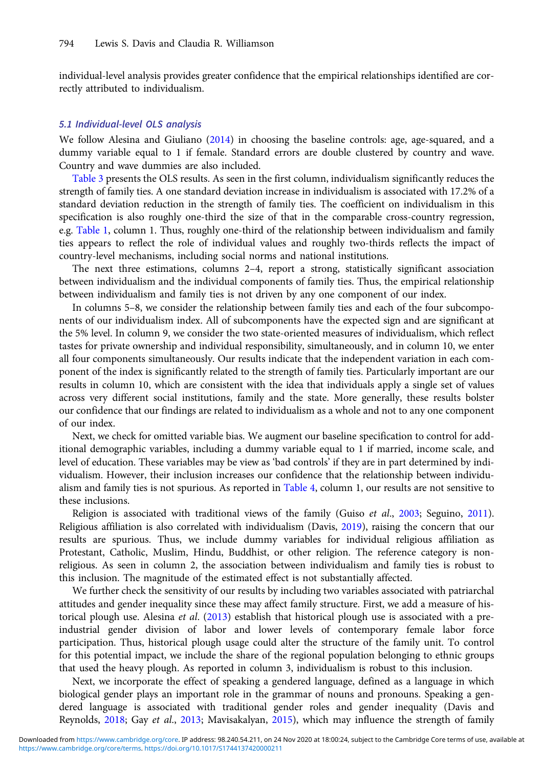individual-level analysis provides greater confidence that the empirical relationships identified are correctly attributed to individualism.

### 5.1 Individual-level OLS analysis

We follow Alesina and Giuliano (2014) in choosing the baseline controls: age, age-squared, and a dummy variable equal to 1 if female. Standard errors are double clustered by country and wave. Country and wave dummies are also included.

Table 3 presents the OLS results. As seen in the first column, individualism significantly reduces the strength of family ties. A one standard deviation increase in individualism is associated with 17.2% of a standard deviation reduction in the strength of family ties. The coefficient on individualism in this specification is also roughly one-third the size of that in the comparable cross-country regression, e.g. Table 1, column 1. Thus, roughly one-third of the relationship between individualism and family ties appears to reflect the role of individual values and roughly two-thirds reflects the impact of country-level mechanisms, including social norms and national institutions.

The next three estimations, columns 2–4, report a strong, statistically significant association between individualism and the individual components of family ties. Thus, the empirical relationship between individualism and family ties is not driven by any one component of our index.

In columns 5–8, we consider the relationship between family ties and each of the four subcomponents of our individualism index. All of subcomponents have the expected sign and are significant at the 5% level. In column 9, we consider the two state-oriented measures of individualism, which reflect tastes for private ownership and individual responsibility, simultaneously, and in column 10, we enter all four components simultaneously. Our results indicate that the independent variation in each component of the index is significantly related to the strength of family ties. Particularly important are our results in column 10, which are consistent with the idea that individuals apply a single set of values across very different social institutions, family and the state. More generally, these results bolster our confidence that our findings are related to individualism as a whole and not to any one component of our index.

Next, we check for omitted variable bias. We augment our baseline specification to control for additional demographic variables, including a dummy variable equal to 1 if married, income scale, and level of education. These variables may be view as 'bad controls' if they are in part determined by individualism. However, their inclusion increases our confidence that the relationship between individualism and family ties is not spurious. As reported in Table 4, column 1, our results are not sensitive to these inclusions.

Religion is associated with traditional views of the family (Guiso *et al.*, 2003; Seguino, 2011). Religious affiliation is also correlated with individualism (Davis, 2019), raising the concern that our results are spurious. Thus, we include dummy variables for individual religious affiliation as Protestant, Catholic, Muslim, Hindu, Buddhist, or other religion. The reference category is non-religious. As seen in column 2, the association between individualism and family ties is robust to this inclusion. The magnitude of the estimated effect is not substantially affected.

We further check the sensitivity of our results by including two variables associated with patriarchal attitudes and gender inequality since these may affect family structure. First, we add a measure of historical plough use. Alesina *et al*. (2013) establish that historical plough use is associated with a pre-industrial gender division of labor and lower levels of contemporary female labor force participation. Thus, historical plough usage could alter the structure of the family unit. To control for this potential impact, we include the share of the regional population belonging to ethnic groups that used the heavy plough. As reported in column 3, individualism is robust to this inclusion.

Next, we incorporate the effect of speaking a gendered language, defined as a language in which biological gender plays an important role in the grammar of nouns and pronouns. Speaking a gendered language is associated with traditional gender roles and gender inequality (Davis and Reynolds, 2018; Gay *et al*., 2013; Mavisakalyan, 2015), which may influence the strength of family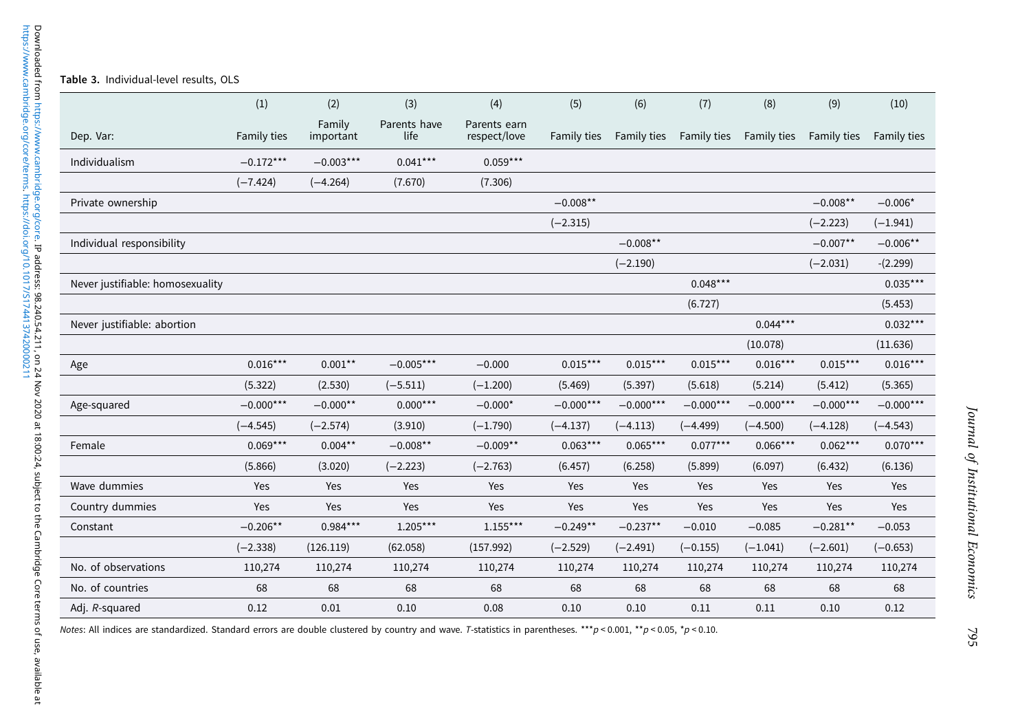**Table 3.** Individual-level results, OLS

| | (1) | (2) | (3) | (4) | (5) | (6) | (7) | (8) | (9) | (10) |
|---|---|---|---|---|---|---|---|---|---|---|
| Dep. Var: | Family ties | Family important | Parents have life | Parents earn respect/love | Family ties | Family ties | Family ties | Family ties | Family ties | Family ties |
| Individualism | −0.172*** | −0.003*** | 0.041*** | 0.059*** | | | | | | |
| | (−7.424) | (−4.264) | (7.670) | (7.306) | | | | | | |
| Private ownership | | | | | −0.008** | | | | −0.008** | −0.006* |
| | | | | | (−2.315) | | | | (−2.223) | (−1.941) |
| Individual responsibility | | | | | | −0.008** | | | −0.007** | −0.006** |
| | | | | | | (−2.190) | | | (−2.031) | -(2.299) |
| Never justifiable: homosexuality | | | | | | | 0.048*** | | | 0.035*** |
| | | | | | | | (6.727) | | | (5.453) |
| Never justifiable: abortion | | | | | | | | 0.044*** | | 0.032*** |
| | | | | | | | | (10.078) | | (11.636) |
| Age | 0.016*** | 0.001** | −0.005*** | −0.000 | 0.015*** | 0.015*** | 0.015*** | 0.016*** | 0.015*** | 0.016*** |
| | (5.322) | (2.530) | (−5.511) | (−1.200) | (5.469) | (5.397) | (5.618) | (5.214) | (5.412) | (5.365) |
| Age-squared | −0.000*** | −0.000** | 0.000*** | −0.000* | −0.000*** | −0.000*** | −0.000*** | −0.000*** | −0.000*** | −0.000*** |
| | (−4.545) | (−2.574) | (3.910) | (−1.790) | (−4.137) | (−4.113) | (−4.499) | (−4.500) | (−4.128) | (−4.543) |
| Female | 0.069*** | 0.004** | −0.008** | −0.009** | 0.063*** | 0.065*** | 0.077*** | 0.066*** | 0.062*** | 0.070*** |
| | (5.866) | (3.020) | (−2.223) | (−2.763) | (6.457) | (6.258) | (5.899) | (6.097) | (6.432) | (6.136) |
| Wave dummies | Yes | Yes | Yes | Yes | Yes | Yes | Yes | Yes | Yes | Yes |
| Country dummies | Yes | Yes | Yes | Yes | Yes | Yes | Yes | Yes | Yes | Yes |
| Constant | −0.206** | 0.984*** | 1.205*** | 1.155*** | −0.249** | −0.237** | −0.010 | −0.085 | −0.281** | −0.053 |
| | (−2.338) | (126.119) | (62.058) | (157.992) | (−2.529) | (−2.491) | (−0.155) | (−1.041) | (−2.601) | (−0.653) |
| No. of observations | 110,274 | 110,274 | 110,274 | 110,274 | 110,274 | 110,274 | 110,274 | 110,274 | 110,274 | 110,274 |
| No. of countries | 68 | 68 | 68 | 68 | 68 | 68 | 68 | 68 | 68 | 68 |
| Adj. $R$-squared | 0.12 | 0.01 | 0.10 | 0.08 | 0.10 | 0.10 | 0.11 | 0.11 | 0.10 | 0.12 |

*Notes*: All indices are standardized. Standard errors are double clustered by country and wave. *T*-statistics in parentheses. ***$p < 0.001$, **$p < 0.05$, *$p < 0.10$.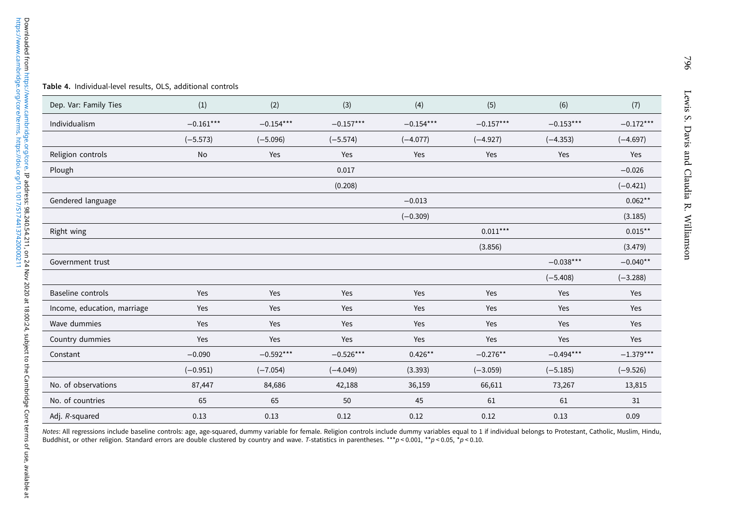**Table 4.** Individual-level results, OLS, additional controls

| Dep. Var: Family Ties | (1) | (2) | (3) | (4) | (5) | (6) | (7) |
|---|---|---|---|---|---|---|---|
| Individualism | −0.161*** | −0.154*** | −0.157*** | −0.154*** | −0.157*** | −0.153*** | −0.172*** |
| | (−5.573) | (−5.096) | (−5.574) | (−4.077) | (−4.927) | (−4.353) | (−4.697) |
| Religion controls | No | Yes | Yes | Yes | Yes | Yes | Yes |
| Plough | | | 0.017 | | | | −0.026 |
| | | | (0.208) | | | | (−0.421) |
| Gendered language | | | | −0.013 | | | 0.062** |
| | | | | (−0.309) | | | (3.185) |
| Right wing | | | | | 0.011*** | | 0.015** |
| | | | | | (3.856) | | (3.479) |
| Government trust | | | | | | −0.038*** | −0.040** |
| | | | | | | (−5.408) | (−3.288) |
| Baseline controls | Yes | Yes | Yes | Yes | Yes | Yes | Yes |
| Income, education, marriage | Yes | Yes | Yes | Yes | Yes | Yes | Yes |
| Wave dummies | Yes | Yes | Yes | Yes | Yes | Yes | Yes |
| Country dummies | Yes | Yes | Yes | Yes | Yes | Yes | Yes |
| Constant | −0.090 | −0.592*** | −0.526*** | 0.426** | −0.276** | −0.494*** | −1.379*** |
| | (−0.951) | (−7.054) | (−4.049) | (3.393) | (−3.059) | (−5.185) | (−9.526) |
| No. of observations | 87,447 | 84,686 | 42,188 | 36,159 | 66,611 | 73,267 | 13,815 |
| No. of countries | 65 | 65 | 50 | 45 | 61 | 61 | 31 |
| Adj. $R$-squared | 0.13 | 0.13 | 0.12 | 0.12 | 0.12 | 0.13 | 0.09 |

*Notes*: All regressions include baseline controls: age, age-squared, dummy variable for female. Religion controls include dummy variables equal to 1 if individual belongs to Protestant, Catholic, Muslim, Hindu, Buddhist, or other religion. Standard errors are double clustered by country and wave. *T*-statistics in parentheses. ***$p < 0.001$, **$p < 0.05$, *$p < 0.10$.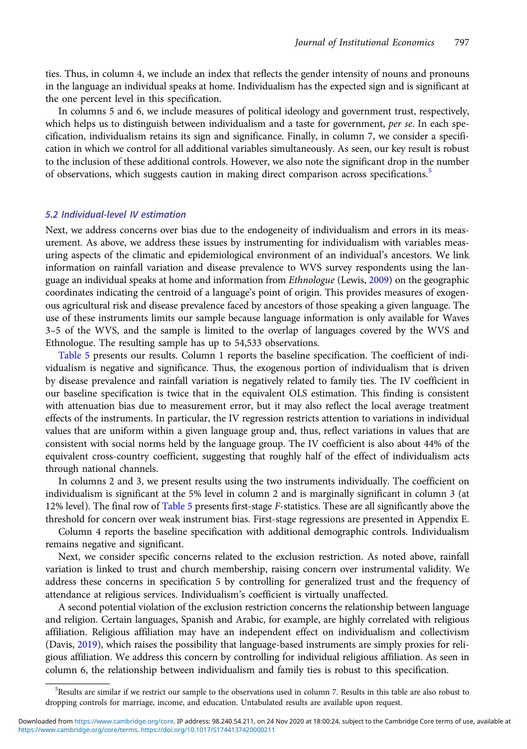ties. Thus, in column 4, we include an index that reflects the gender intensity of nouns and pronouns in the language an individual speaks at home. Individualism has the expected sign and is significant at the one percent level in this specification.

In columns 5 and 6, we include measures of political ideology and government trust, respectively, which helps us to distinguish between individualism and a taste for government, *per se*. In each specification, individualism retains its sign and significance. Finally, in column 7, we consider a specification in which we control for all additional variables simultaneously. As seen, our key result is robust to the inclusion of these additional controls. However, we also note the significant drop in the number of observations, which suggests caution in making direct comparison across specifications.[5]

### *5.2 Individual-level IV estimation*

Next, we address concerns over bias due to the endogeneity of individualism and errors in its measurement. As above, we address these issues by instrumenting for individualism with variables measuring aspects of the climatic and epidemiological environment of an individual's ancestors. We link information on rainfall variation and disease prevalence to WVS survey respondents using the language an individual speaks at home and information from *Ethnologue* (Lewis, 2009) on the geographic coordinates indicating the centroid of a language's point of origin. This provides measures of exogenous agricultural risk and disease prevalence faced by ancestors of those speaking a given language. The use of these instruments limits our sample because language information is only available for Waves 3–5 of the WVS, and the sample is limited to the overlap of languages covered by the WVS and Ethnologue. The resulting sample has up to 54,533 observations.

Table 5 presents our results. Column 1 reports the baseline specification. The coefficient of individualism is negative and significance. Thus, the exogenous portion of individualism that is driven by disease prevalence and rainfall variation is negatively related to family ties. The IV coefficient in our baseline specification is twice that in the equivalent OLS estimation. This finding is consistent with attenuation bias due to measurement error, but it may also reflect the local average treatment effects of the instruments. In particular, the IV regression restricts attention to variations in individual values that are uniform within a given language group and, thus, reflect variations in values that are consistent with social norms held by the language group. The IV coefficient is also about 44% of the equivalent cross-country coefficient, suggesting that roughly half of the effect of individualism acts through national channels.

In columns 2 and 3, we present results using the two instruments individually. The coefficient on individualism is significant at the 5% level in column 2 and is marginally significant in column 3 (at 12% level). The final row of Table 5 presents first-stage *F*-statistics. These are all significantly above the threshold for concern over weak instrument bias. First-stage regressions are presented in Appendix E.

Column 4 reports the baseline specification with additional demographic controls. Individualism remains negative and significant.

Next, we consider specific concerns related to the exclusion restriction. As noted above, rainfall variation is linked to trust and church membership, raising concern over instrumental validity. We address these concerns in specification 5 by controlling for generalized trust and the frequency of attendance at religious services. Individualism's coefficient is virtually unaffected.

A second potential violation of the exclusion restriction concerns the relationship between language and religion. Certain languages, Spanish and Arabic, for example, are highly correlated with religious affiliation. Religious affiliation may have an independent effect on individualism and collectivism (Davis, 2019), which raises the possibility that language-based instruments are simply proxies for religious affiliation. We address this concern by controlling for individual religious affiliation. As seen in column 6, the relationship between individualism and family ties is robust to this specification.

[5]Results are similar if we restrict our sample to the observations used in column 7. Results in this table are also robust to dropping controls for marriage, income, and education. Untabulated results are available upon request.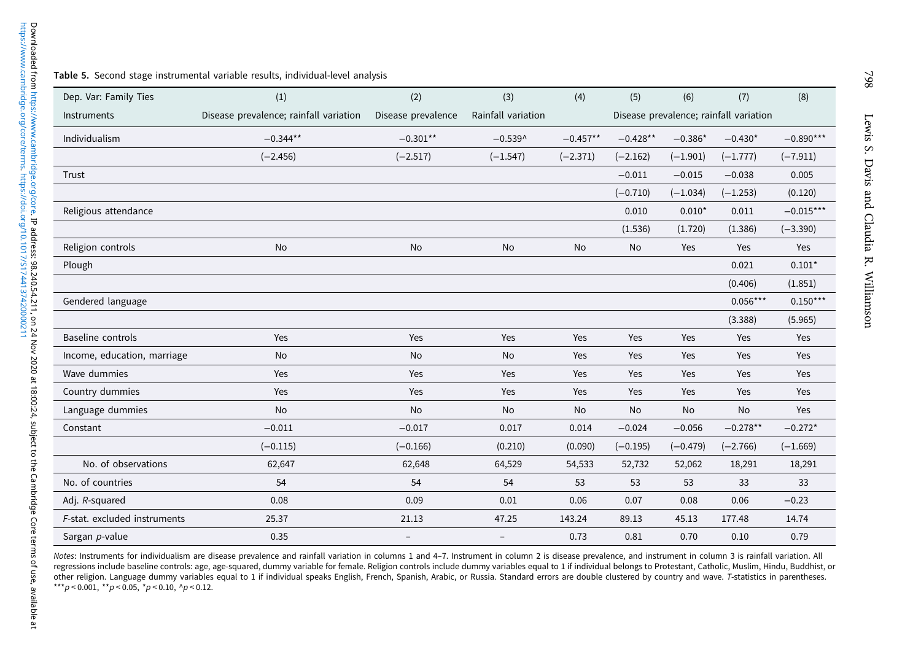**Table 5.** Second stage instrumental variable results, individual-level analysis

| Dep. Var: Family Ties | (1) | (2) | (3) | (4) | (5) | (6) | (7) | (8) |
|---|---|---|---|---|---|---|---|---|
| Instruments | Disease prevalence; rainfall variation | Disease prevalence | Rainfall variation | Disease prevalence; rainfall variation | | | | |
| Individualism | −0.344** | −0.301** | −0.539^ | −0.457** | −0.428** | −0.386* | −0.430* | −0.890*** |
| | (−2.456) | (−2.517) | (−1.547) | (−2.371) | (−2.162) | (−1.901) | (−1.777) | (−7.911) |
| Trust | | | | | −0.011 | −0.015 | −0.038 | 0.005 |
| | | | | | (−0.710) | (−1.034) | (−1.253) | (0.120) |
| Religious attendance | | | | | 0.010 | 0.010* | 0.011 | −0.015*** |
| | | | | | (1.536) | (1.720) | (1.386) | (−3.390) |
| Religion controls | No | No | No | No | No | Yes | Yes | Yes |
| Plough | | | | | | | 0.021 | 0.101* |
| | | | | | | | (0.406) | (1.851) |
| Gendered language | | | | | | | 0.056*** | 0.150*** |
| | | | | | | | (3.388) | (5.965) |
| Baseline controls | Yes | Yes | Yes | Yes | Yes | Yes | Yes | Yes |
| Income, education, marriage | No | No | No | Yes | Yes | Yes | Yes | Yes |
| Wave dummies | Yes | Yes | Yes | Yes | Yes | Yes | Yes | Yes |
| Country dummies | Yes | Yes | Yes | Yes | Yes | Yes | Yes | Yes |
| Language dummies | No | No | No | No | No | No | No | Yes |
| Constant | −0.011 | −0.017 | 0.017 | 0.014 | −0.024 | −0.056 | −0.278** | −0.272* |
| | (−0.115) | (−0.166) | (0.210) | (0.090) | (−0.195) | (−0.479) | (−2.766) | (−1.669) |
| No. of observations | 62,647 | 62,648 | 64,529 | 54,533 | 52,732 | 52,062 | 18,291 | 18,291 |
| No. of countries | 54 | 54 | 54 | 53 | 53 | 53 | 33 | 33 |
| Adj. $R$-squared | 0.08 | 0.09 | 0.01 | 0.06 | 0.07 | 0.08 | 0.06 | −0.23 |
| $F$-stat. excluded instruments | 25.37 | 21.13 | 47.25 | 143.24 | 89.13 | 45.13 | 177.48 | 14.74 |
| Sargan $p$-value | 0.35 | – | – | 0.73 | 0.81 | 0.70 | 0.10 | 0.79 |

*Notes*: Instruments for individualism are disease prevalence and rainfall variation in columns 1 and 4–7. Instrument in column 2 is disease prevalence, and instrument in column 3 is rainfall variation. All regressions include baseline controls: age, age-squared, dummy variable for female. Religion controls include dummy variables equal to 1 if individual belongs to Protestant, Catholic, Muslim, Hindu, Buddhist, or other religion. Language dummy variables equal to 1 if individual speaks English, French, Spanish, Arabic, or Russia. Standard errors are double clustered by country and wave. *T*-statistics in parentheses. ***$p < 0.001$, **$p < 0.05$, *$p < 0.10$, ^$p < 0.12$.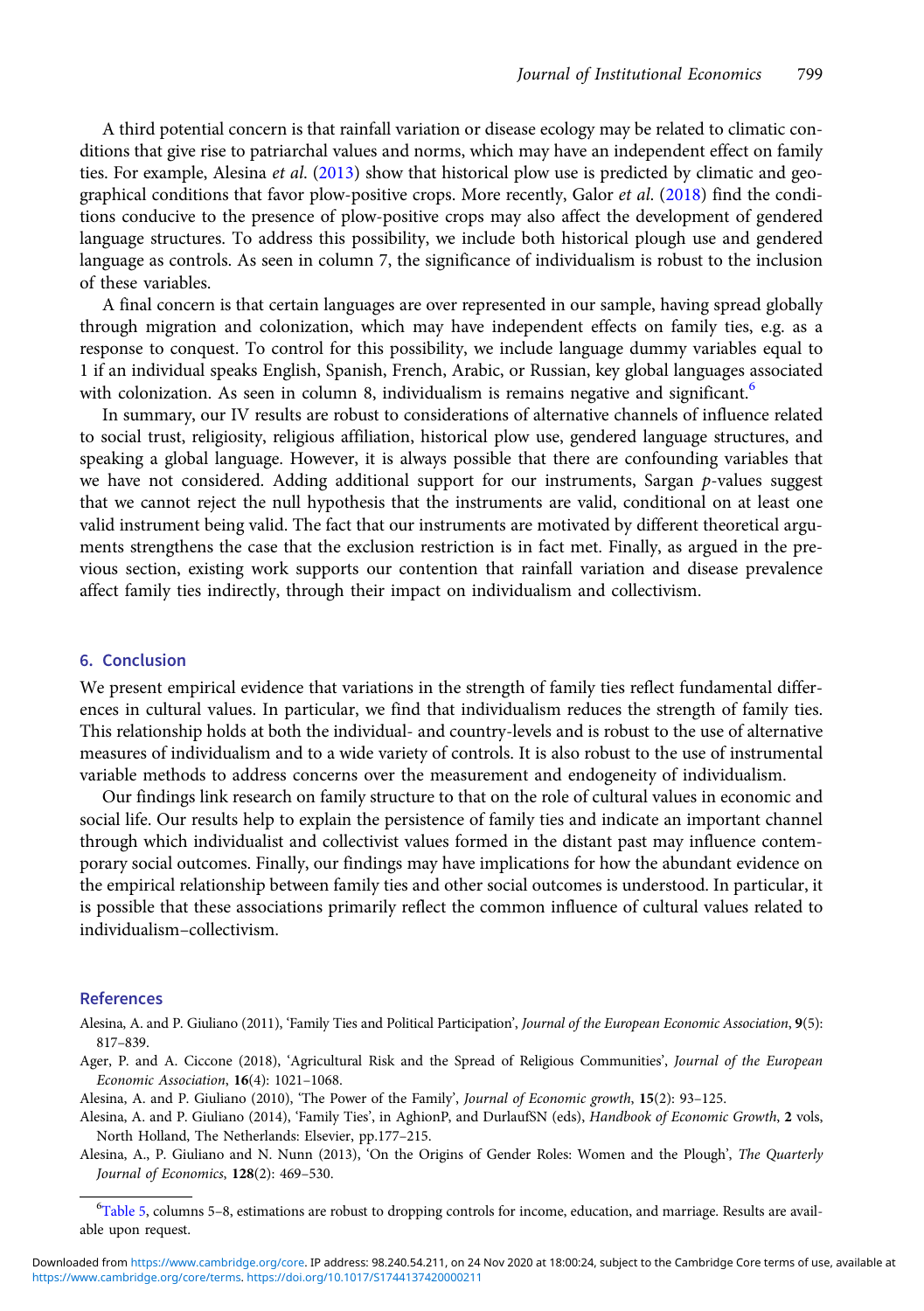A third potential concern is that rainfall variation or disease ecology may be related to climatic conditions that give rise to patriarchal values and norms, which may have an independent effect on family ties. For example, Alesina *et al*. (2013) show that historical plow use is predicted by climatic and geographical conditions that favor plow-positive crops. More recently, Galor *et al*. (2018) find the conditions conducive to the presence of plow-positive crops may also affect the development of gendered language structures. To address this possibility, we include both historical plough use and gendered language as controls. As seen in column 7, the significance of individualism is robust to the inclusion of these variables.

A final concern is that certain languages are over represented in our sample, having spread globally through migration and colonization, which may have independent effects on family ties, e.g. as a response to conquest. To control for this possibility, we include language dummy variables equal to 1 if an individual speaks English, Spanish, French, Arabic, or Russian, key global languages associated with colonization. As seen in column 8, individualism is remains negative and significant.[6]

In summary, our IV results are robust to considerations of alternative channels of influence related to social trust, religiosity, religious affiliation, historical plow use, gendered language structures, and speaking a global language. However, it is always possible that there are confounding variables that we have not considered. Adding additional support for our instruments, Sargan *p*-values suggest that we cannot reject the null hypothesis that the instruments are valid, conditional on at least one valid instrument being valid. The fact that our instruments are motivated by different theoretical arguments strengthens the case that the exclusion restriction is in fact met. Finally, as argued in the previous section, existing work supports our contention that rainfall variation and disease prevalence affect family ties indirectly, through their impact on individualism and collectivism.

## 6. Conclusion

We present empirical evidence that variations in the strength of family ties reflect fundamental differences in cultural values. In particular, we find that individualism reduces the strength of family ties. This relationship holds at both the individual- and country-levels and is robust to the use of alternative measures of individualism and to a wide variety of controls. It is also robust to the use of instrumental variable methods to address concerns over the measurement and endogeneity of individualism.

Our findings link research on family structure to that on the role of cultural values in economic and social life. Our results help to explain the persistence of family ties and indicate an important channel through which individualist and collectivist values formed in the distant past may influence contemporary social outcomes. Finally, our findings may have implications for how the abundant evidence on the empirical relationship between family ties and other social outcomes is understood. In particular, it is possible that these associations primarily reflect the common influence of cultural values related to individualism–collectivism.

## References

Alesina, A. and P. Giuliano (2011), 'Family Ties and Political Participation', *Journal of the European Economic Association*, **9**(5): 817–839.

Ager, P. and A. Ciccone (2018), 'Agricultural Risk and the Spread of Religious Communities', *Journal of the European Economic Association*, **16**(4): 1021–1068.

Alesina, A. and P. Giuliano (2010), 'The Power of the Family', *Journal of Economic growth*, **15**(2): 93–125.

Alesina, A. and P. Giuliano (2014), 'Family Ties', in AghionP, and DurlaufSN (eds), *Handbook of Economic Growth*, **2** vols, North Holland, The Netherlands: Elsevier, pp.177–215.

Alesina, A., P. Giuliano and N. Nunn (2013), 'On the Origins of Gender Roles: Women and the Plough', *The Quarterly Journal of Economics*, **128**(2): 469–530.

[6] Table 5, columns 5–8, estimations are robust to dropping controls for income, education, and marriage. Results are available upon request.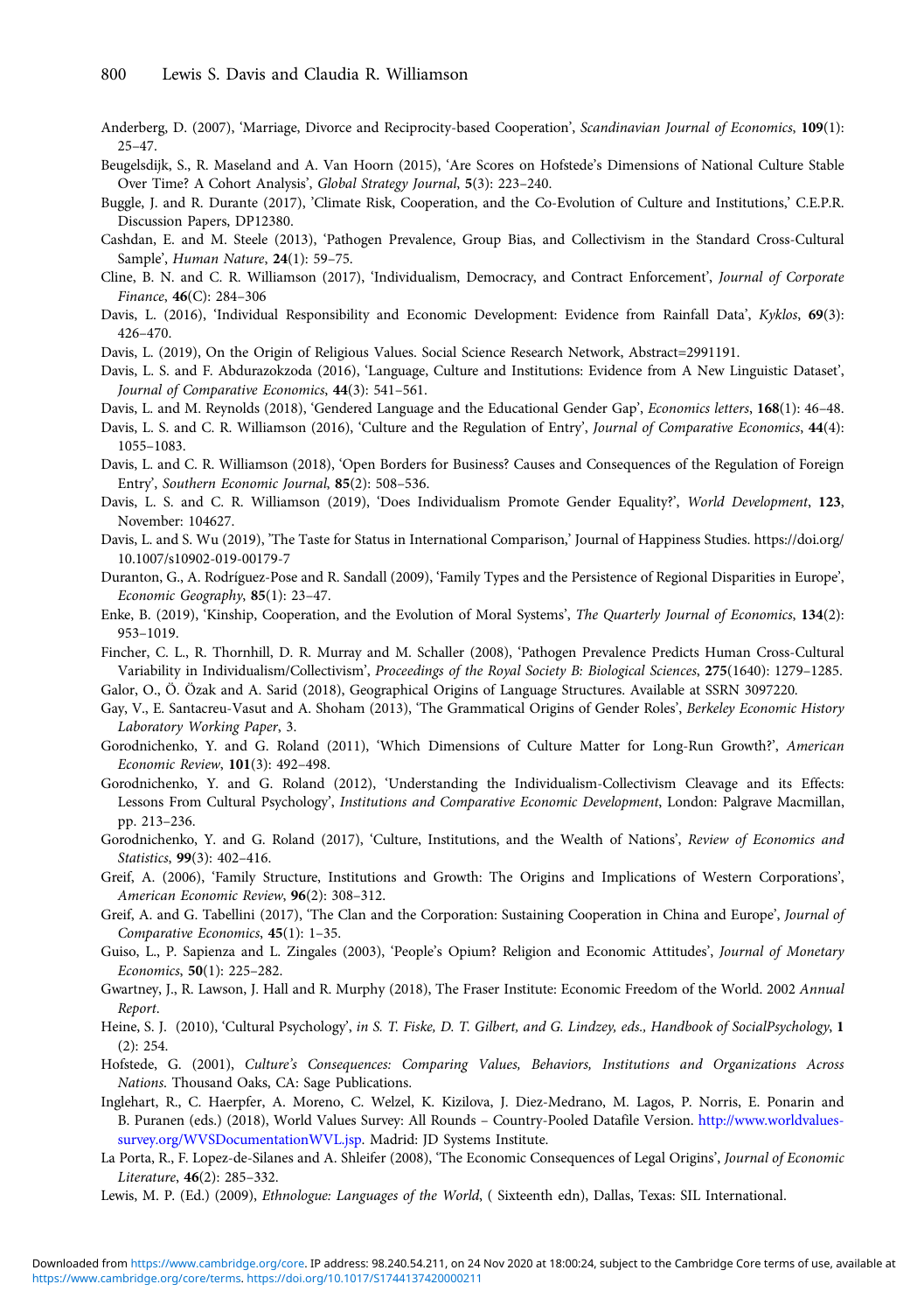Anderberg, D. (2007), 'Marriage, Divorce and Reciprocity-based Cooperation', *Scandinavian Journal of Economics*, **109**(1): 25–47.

Beugelsdijk, S., R. Maseland and A. Van Hoorn (2015), 'Are Scores on Hofstede's Dimensions of National Culture Stable Over Time? A Cohort Analysis', *Global Strategy Journal*, **5**(3): 223–240.

Buggle, J. and R. Durante (2017), 'Climate Risk, Cooperation, and the Co-Evolution of Culture and Institutions,' C.E.P.R. Discussion Papers, DP12380.

Cashdan, E. and M. Steele (2013), 'Pathogen Prevalence, Group Bias, and Collectivism in the Standard Cross-Cultural Sample', *Human Nature*, **24**(1): 59–75.

Cline, B. N. and C. R. Williamson (2017), 'Individualism, Democracy, and Contract Enforcement', *Journal of Corporate Finance*, **46**(C): 284–306

Davis, L. (2016), 'Individual Responsibility and Economic Development: Evidence from Rainfall Data', *Kyklos*, **69**(3): 426–470.

Davis, L. (2019), On the Origin of Religious Values. Social Science Research Network, Abstract=2991191.

Davis, L. S. and F. Abdurazokzoda (2016), 'Language, Culture and Institutions: Evidence from A New Linguistic Dataset', *Journal of Comparative Economics*, **44**(3): 541–561.

Davis, L. and M. Reynolds (2018), 'Gendered Language and the Educational Gender Gap', *Economics letters*, **168**(1): 46–48.

Davis, L. S. and C. R. Williamson (2016), 'Culture and the Regulation of Entry', *Journal of Comparative Economics*, **44**(4): 1055–1083.

Davis, L. and C. R. Williamson (2018), 'Open Borders for Business? Causes and Consequences of the Regulation of Foreign Entry', *Southern Economic Journal*, **85**(2): 508–536.

Davis, L. S. and C. R. Williamson (2019), 'Does Individualism Promote Gender Equality?', *World Development*, **123**, November: 104627.

Davis, L. and S. Wu (2019), 'The Taste for Status in International Comparison,' Journal of Happiness Studies. https://doi.org/10.1007/s10902-019-00179-7

Duranton, G., A. Rodríguez-Pose and R. Sandall (2009), 'Family Types and the Persistence of Regional Disparities in Europe', *Economic Geography*, **85**(1): 23–47.

Enke, B. (2019), 'Kinship, Cooperation, and the Evolution of Moral Systems', *The Quarterly Journal of Economics*, **134**(2): 953–1019.

Fincher, C. L., R. Thornhill, D. R. Murray and M. Schaller (2008), 'Pathogen Prevalence Predicts Human Cross-Cultural Variability in Individualism/Collectivism', *Proceedings of the Royal Society B: Biological Sciences*, **275**(1640): 1279–1285.

Galor, O., Ö. Özak and A. Sarid (2018), Geographical Origins of Language Structures. Available at SSRN 3097220.

Gay, V., E. Santacreu-Vasut and A. Shoham (2013), 'The Grammatical Origins of Gender Roles', *Berkeley Economic History Laboratory Working Paper*, 3.

Gorodnichenko, Y. and G. Roland (2011), 'Which Dimensions of Culture Matter for Long-Run Growth?', *American Economic Review*, **101**(3): 492–498.

Gorodnichenko, Y. and G. Roland (2012), 'Understanding the Individualism-Collectivism Cleavage and its Effects: Lessons From Cultural Psychology', *Institutions and Comparative Economic Development*, London: Palgrave Macmillan, pp. 213–236.

Gorodnichenko, Y. and G. Roland (2017), 'Culture, Institutions, and the Wealth of Nations', *Review of Economics and Statistics*, **99**(3): 402–416.

Greif, A. (2006), 'Family Structure, Institutions and Growth: The Origins and Implications of Western Corporations', *American Economic Review*, **96**(2): 308–312.

Greif, A. and G. Tabellini (2017), 'The Clan and the Corporation: Sustaining Cooperation in China and Europe', *Journal of Comparative Economics*, **45**(1): 1–35.

Guiso, L., P. Sapienza and L. Zingales (2003), 'People's Opium? Religion and Economic Attitudes', *Journal of Monetary Economics*, **50**(1): 225–282.

Gwartney, J., R. Lawson, J. Hall and R. Murphy (2018), The Fraser Institute: Economic Freedom of the World. 2002 *Annual Report*.

Heine, S. J. (2010), 'Cultural Psychology', *in S. T. Fiske, D. T. Gilbert, and G. Lindzey, eds., Handbook of SocialPsychology*, **1** (2): 254.

Hofstede, G. (2001), *Culture's Consequences: Comparing Values, Behaviors, Institutions and Organizations Across Nations*. Thousand Oaks, CA: Sage Publications.

Inglehart, R., C. Haerpfer, A. Moreno, C. Welzel, K. Kizilova, J. Diez-Medrano, M. Lagos, P. Norris, E. Ponarin and B. Puranen (eds.) (2018), World Values Survey: All Rounds – Country-Pooled Datafile Version. http://www.worldvalues-survey.org/WVSDocumentationWVL.jsp. Madrid: JD Systems Institute.

La Porta, R., F. Lopez-de-Silanes and A. Shleifer (2008), 'The Economic Consequences of Legal Origins', *Journal of Economic Literature*, **46**(2): 285–332.

Lewis, M. P. (Ed.) (2009), *Ethnologue: Languages of the World*, ( Sixteenth edn), Dallas, Texas: SIL International.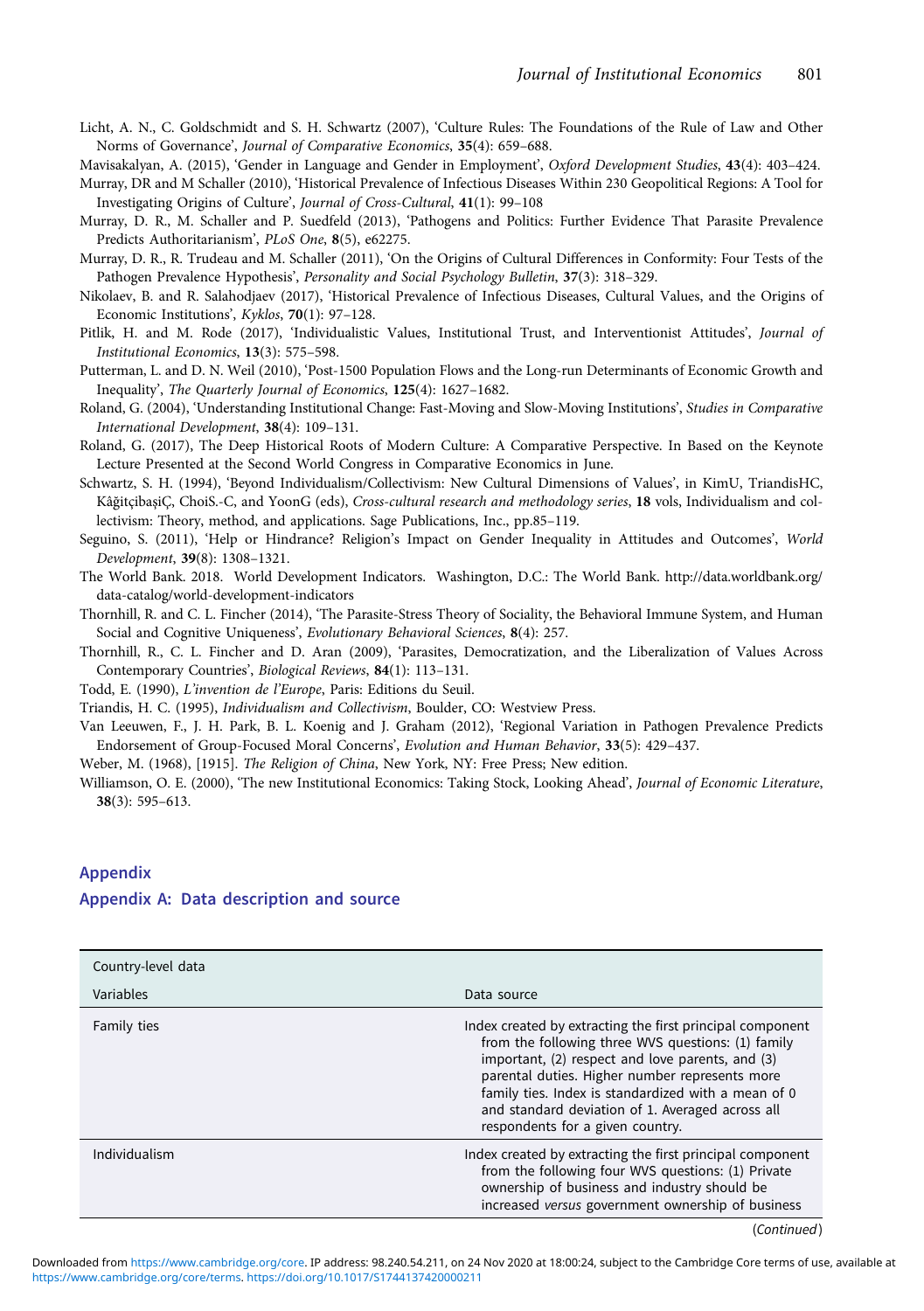Licht, A. N., C. Goldschmidt and S. H. Schwartz (2007), 'Culture Rules: The Foundations of the Rule of Law and Other Norms of Governance', *Journal of Comparative Economics*, **35**(4): 659–688.

Mavisakalyan, A. (2015), 'Gender in Language and Gender in Employment', *Oxford Development Studies*, **43**(4): 403–424.

Murray, DR and M Schaller (2010), 'Historical Prevalence of Infectious Diseases Within 230 Geopolitical Regions: A Tool for Investigating Origins of Culture', *Journal of Cross-Cultural*, **41**(1): 99–108

Murray, D. R., M. Schaller and P. Suedfeld (2013), 'Pathogens and Politics: Further Evidence That Parasite Prevalence Predicts Authoritarianism', *PLoS One*, **8**(5), e62275.

Murray, D. R., R. Trudeau and M. Schaller (2011), 'On the Origins of Cultural Differences in Conformity: Four Tests of the Pathogen Prevalence Hypothesis', *Personality and Social Psychology Bulletin*, **37**(3): 318–329.

Nikolaev, B. and R. Salahodjaev (2017), 'Historical Prevalence of Infectious Diseases, Cultural Values, and the Origins of Economic Institutions', *Kyklos*, **70**(1): 97–128.

Pitlik, H. and M. Rode (2017), 'Individualistic Values, Institutional Trust, and Interventionist Attitudes', *Journal of Institutional Economics*, **13**(3): 575–598.

Putterman, L. and D. N. Weil (2010), 'Post-1500 Population Flows and the Long-run Determinants of Economic Growth and Inequality', *The Quarterly Journal of Economics*, **125**(4): 1627–1682.

Roland, G. (2004), 'Understanding Institutional Change: Fast-Moving and Slow-Moving Institutions', *Studies in Comparative International Development*, **38**(4): 109–131.

Roland, G. (2017), The Deep Historical Roots of Modern Culture: A Comparative Perspective. In Based on the Keynote Lecture Presented at the Second World Congress in Comparative Economics in June.

Schwartz, S. H. (1994), 'Beyond Individualism/Collectivism: New Cultural Dimensions of Values', in KimU, TriandisHC, KâğitçibaşiÇ, ChoiS.-C, and YoonG (eds), *Cross-cultural research and methodology series*, **18** vols, Individualism and collectivism: Theory, method, and applications. Sage Publications, Inc., pp.85–119.

Seguino, S. (2011), 'Help or Hindrance? Religion's Impact on Gender Inequality in Attitudes and Outcomes', *World Development*, **39**(8): 1308–1321.

The World Bank. 2018. World Development Indicators. Washington, D.C.: The World Bank. http://data.worldbank.org/data-catalog/world-development-indicators

Thornhill, R. and C. L. Fincher (2014), 'The Parasite-Stress Theory of Sociality, the Behavioral Immune System, and Human Social and Cognitive Uniqueness', *Evolutionary Behavioral Sciences*, **8**(4): 257.

Thornhill, R., C. L. Fincher and D. Aran (2009), 'Parasites, Democratization, and the Liberalization of Values Across Contemporary Countries', *Biological Reviews*, **84**(1): 113–131.

Todd, E. (1990), *L'invention de l'Europe*, Paris: Editions du Seuil.

Triandis, H. C. (1995), *Individualism and Collectivism*, Boulder, CO: Westview Press.

Van Leeuwen, F., J. H. Park, B. L. Koenig and J. Graham (2012), 'Regional Variation in Pathogen Prevalence Predicts Endorsement of Group-Focused Moral Concerns', *Evolution and Human Behavior*, **33**(5): 429–437.

Weber, M. (1968), [1915]. *The Religion of China*, New York, NY: Free Press; New edition.

Williamson, O. E. (2000), 'The new Institutional Economics: Taking Stock, Looking Ahead', *Journal of Economic Literature*, **38**(3): 595–613.

## Appendix

### Appendix A: Data description and source

| Country-level data | |
|---|---|
| Variables | Data source |
| Family ties | Index created by extracting the first principal component from the following three WVS questions: (1) family important, (2) respect and love parents, and (3) parental duties. Higher number represents more family ties. Index is standardized with a mean of 0 and standard deviation of 1. Averaged across all respondents for a given country. |
| Individualism | Index created by extracting the first principal component from the following four WVS questions: (1) Private ownership of business and industry should be increased *versus* government ownership of business |

(*Continued*)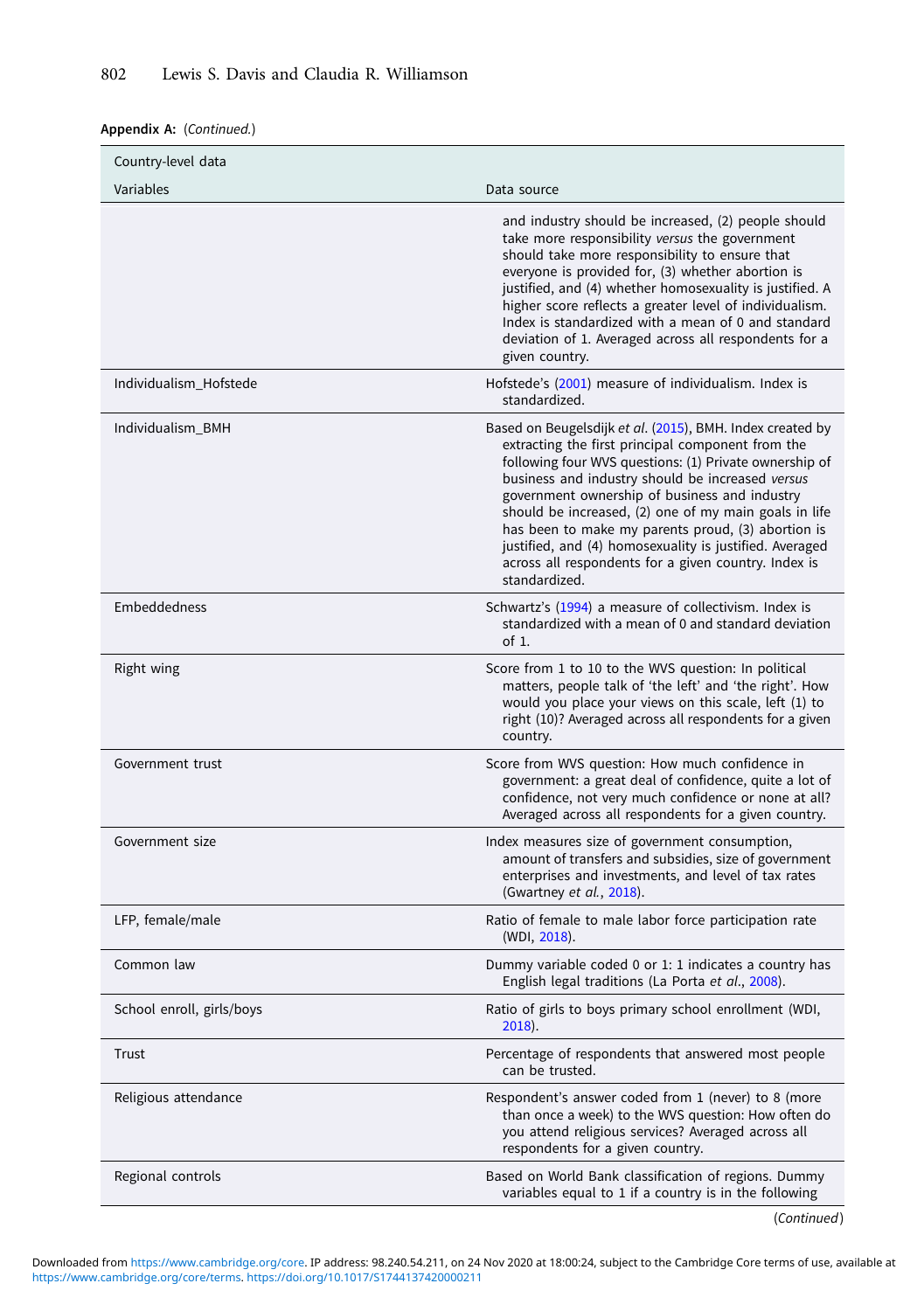**Appendix A:** (*Continued*.)

| Country-level data | |
|---|---|
| Variables | Data source |
| | and industry should be increased, (2) people should take more responsibility *versus* the government should take more responsibility to ensure that everyone is provided for, (3) whether abortion is justified, and (4) whether homosexuality is justified. A higher score reflects a greater level of individualism. Index is standardized with a mean of 0 and standard deviation of 1. Averaged across all respondents for a given country. |
| Individualism_Hofstede | Hofstede's (2001) measure of individualism. Index is standardized. |
| Individualism_BMH | Based on Beugelsdijk *et al*. (2015), BMH. Index created by extracting the first principal component from the following four WVS questions: (1) Private ownership of business and industry should be increased *versus* government ownership of business and industry should be increased, (2) one of my main goals in life has been to make my parents proud, (3) abortion is justified, and (4) homosexuality is justified. Averaged across all respondents for a given country. Index is standardized. |
| Embeddedness | Schwartz's (1994) a measure of collectivism. Index is standardized with a mean of 0 and standard deviation of 1. |
| Right wing | Score from 1 to 10 to the WVS question: In political matters, people talk of 'the left' and 'the right'. How would you place your views on this scale, left (1) to right (10)? Averaged across all respondents for a given country. |
| Government trust | Score from WVS question: How much confidence in government: a great deal of confidence, quite a lot of confidence, not very much confidence or none at all? Averaged across all respondents for a given country. |
| Government size | Index measures size of government consumption, amount of transfers and subsidies, size of government enterprises and investments, and level of tax rates (Gwartney *et al.*, 2018). |
| LFP, female/male | Ratio of female to male labor force participation rate (WDI, 2018). |
| Common law | Dummy variable coded 0 or 1: 1 indicates a country has English legal traditions (La Porta *et al*., 2008). |
| School enroll, girls/boys | Ratio of girls to boys primary school enrollment (WDI, 2018). |
| Trust | Percentage of respondents that answered most people can be trusted. |
| Religious attendance | Respondent's answer coded from 1 (never) to 8 (more than once a week) to the WVS question: How often do you attend religious services? Averaged across all respondents for a given country. |
| Regional controls | Based on World Bank classification of regions. Dummy variables equal to 1 if a country is in the following |

(*Continued*)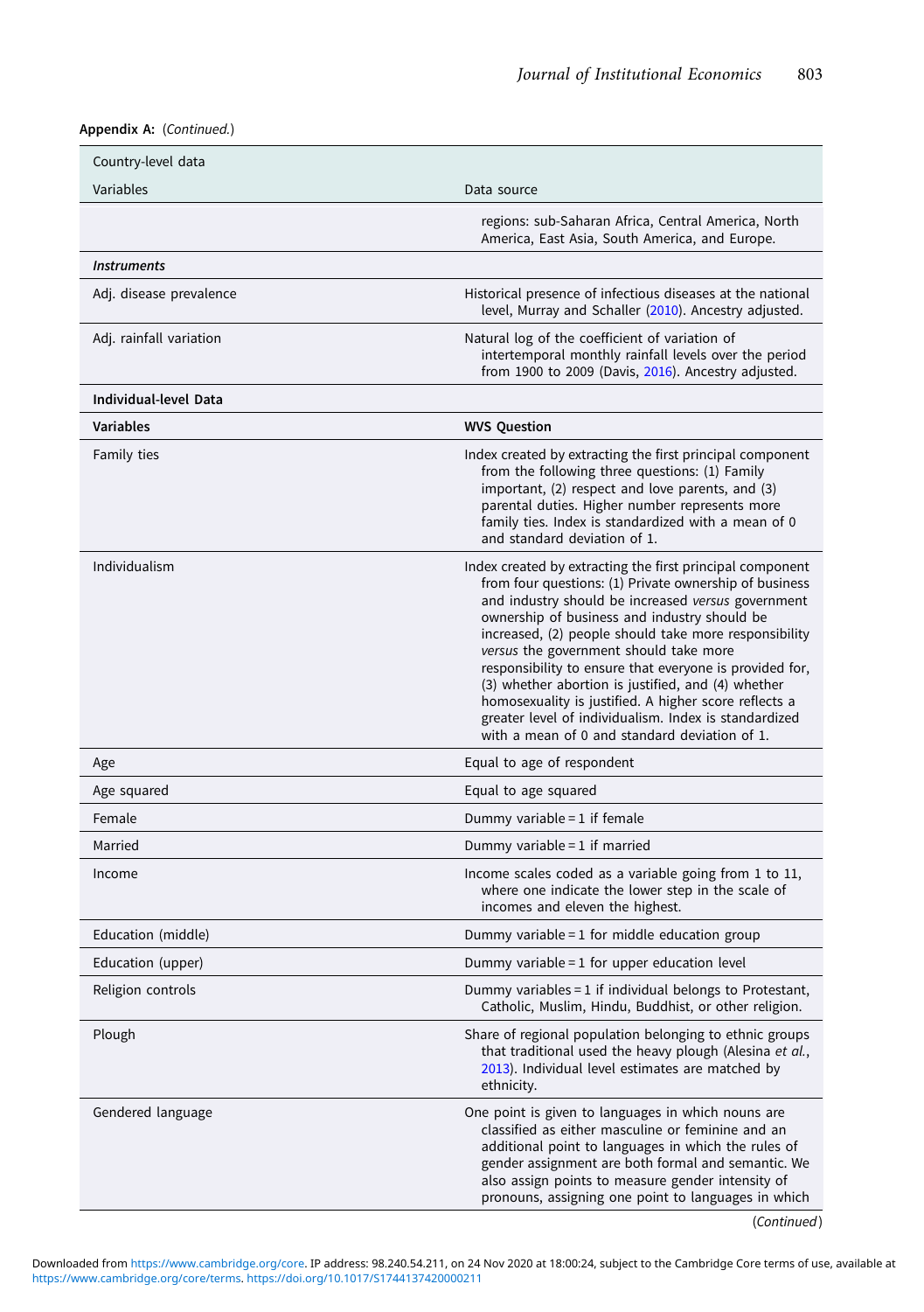**Appendix A:** (*Continued.*)

| Country-level data | |
|---|---|
| Variables | Data source |
| | regions: sub-Saharan Africa, Central America, North America, East Asia, South America, and Europe. |
| ***Instruments*** | |
| Adj. disease prevalence | Historical presence of infectious diseases at the national level, Murray and Schaller (2010). Ancestry adjusted. |
| Adj. rainfall variation | Natural log of the coefficient of variation of intertemporal monthly rainfall levels over the period from 1900 to 2009 (Davis, 2016). Ancestry adjusted. |
| **Individual-level Data** | |
| **Variables** | **WVS Question** |
| Family ties | Index created by extracting the first principal component from the following three questions: (1) Family important, (2) respect and love parents, and (3) parental duties. Higher number represents more family ties. Index is standardized with a mean of 0 and standard deviation of 1. |
| Individualism | Index created by extracting the first principal component from four questions: (1) Private ownership of business and industry should be increased *versus* government ownership of business and industry should be increased, (2) people should take more responsibility *versus* the government should take more responsibility to ensure that everyone is provided for, (3) whether abortion is justified, and (4) whether homosexuality is justified. A higher score reflects a greater level of individualism. Index is standardized with a mean of 0 and standard deviation of 1. |
| Age | Equal to age of respondent |
| Age squared | Equal to age squared |
| Female | Dummy variable = 1 if female |
| Married | Dummy variable = 1 if married |
| Income | Income scales coded as a variable going from 1 to 11, where one indicate the lower step in the scale of incomes and eleven the highest. |
| Education (middle) | Dummy variable = 1 for middle education group |
| Education (upper) | Dummy variable = 1 for upper education level |
| Religion controls | Dummy variables = 1 if individual belongs to Protestant, Catholic, Muslim, Hindu, Buddhist, or other religion. |
| Plough | Share of regional population belonging to ethnic groups that traditional used the heavy plough (Alesina *et al.*, 2013). Individual level estimates are matched by ethnicity. |
| Gendered language | One point is given to languages in which nouns are classified as either masculine or feminine and an additional point to languages in which the rules of gender assignment are both formal and semantic. We also assign points to measure gender intensity of pronouns, assigning one point to languages in which |

(*Continued*)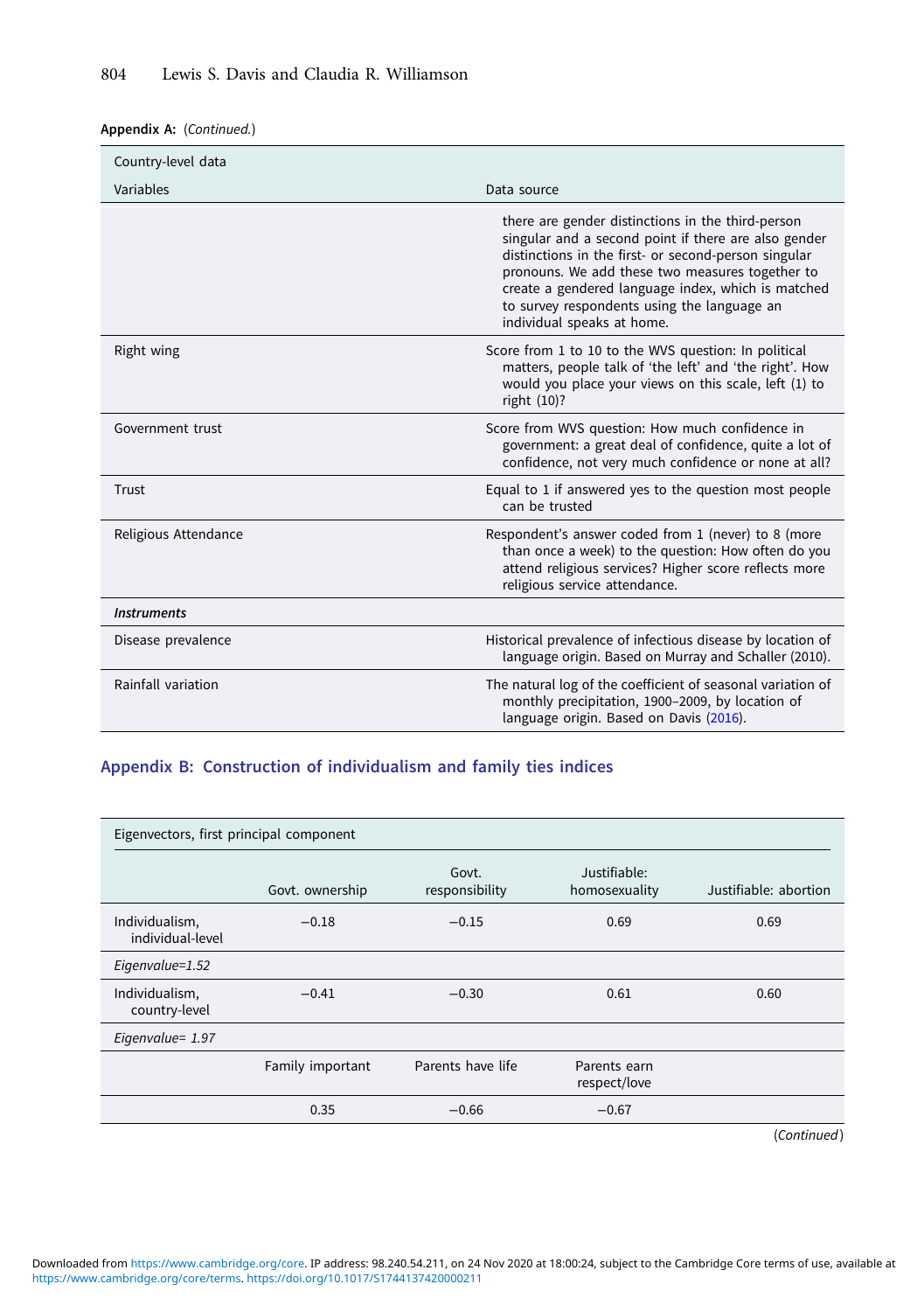**Appendix A:** (*Continued.*)

| Country-level data | |
|---|---|
| Variables | Data source |
| | there are gender distinctions in the third-person singular and a second point if there are also gender distinctions in the first- or second-person singular pronouns. We add these two measures together to create a gendered language index, which is matched to survey respondents using the language an individual speaks at home. |
| Right wing | Score from 1 to 10 to the WVS question: In political matters, people talk of 'the left' and 'the right'. How would you place your views on this scale, left (1) to right (10)? |
| Government trust | Score from WVS question: How much confidence in government: a great deal of confidence, quite a lot of confidence, not very much confidence or none at all? |
| Trust | Equal to 1 if answered yes to the question most people can be trusted |
| Religious Attendance | Respondent's answer coded from 1 (never) to 8 (more than once a week) to the question: How often do you attend religious services? Higher score reflects more religious service attendance. |
| ***Instruments*** | |
| Disease prevalence | Historical prevalence of infectious disease by location of language origin. Based on Murray and Schaller (2010). |
| Rainfall variation | The natural log of the coefficient of seasonal variation of monthly precipitation, 1900–2009, by location of language origin. Based on Davis (2016). |

## Appendix B: Construction of individualism and family ties indices

| Eigenvectors, first principal component | | | | |
|---|---|---|---|---|
| | Govt. ownership | Govt. responsibility | Justifiable: homosexuality | Justifiable: abortion |
| Individualism, individual-level | −0.18 | −0.15 | 0.69 | 0.69 |
| *Eigenvalue=1.52* | | | | |
| Individualism, country-level | −0.41 | −0.30 | 0.61 | 0.60 |
| *Eigenvalue= 1.97* | | | | |
| | Family important | Parents have life | Parents earn respect/love | |
| | 0.35 | −0.66 | −0.67 | |

(*Continued*)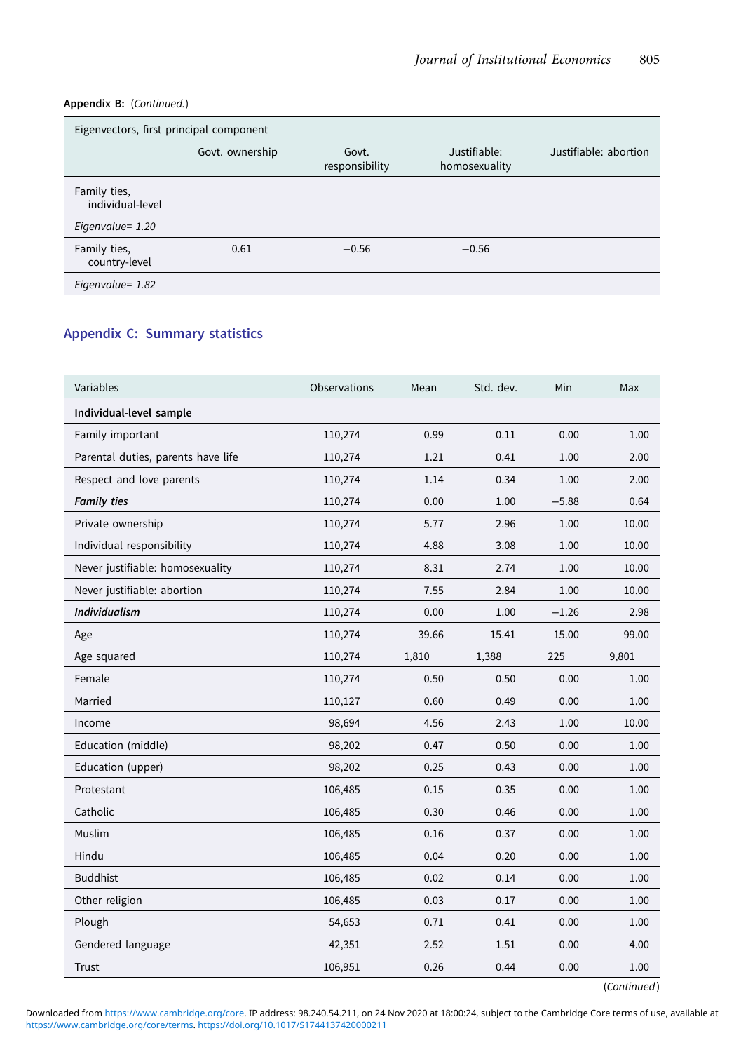**Appendix B:** (*Continued.*)

| Eigenvectors, first principal component | Govt. ownership | Govt. responsibility | Justifiable: homosexuality | Justifiable: abortion |
|---|---|---|---|---|
| Family ties, individual-level | | | | |
| *Eigenvalue= 1.20* | | | | |
| Family ties, country-level | 0.61 | −0.56 | −0.56 | |
| *Eigenvalue= 1.82* | | | | |

## Appendix C: Summary statistics

| Variables | Observations | Mean | Std. dev. | Min | Max |
|---|---|---|---|---|---|
| **Individual-level sample** | | | | | |
| Family important | 110,274 | 0.99 | 0.11 | 0.00 | 1.00 |
| Parental duties, parents have life | 110,274 | 1.21 | 0.41 | 1.00 | 2.00 |
| Respect and love parents | 110,274 | 1.14 | 0.34 | 1.00 | 2.00 |
| ***Family ties*** | 110,274 | 0.00 | 1.00 | −5.88 | 0.64 |
| Private ownership | 110,274 | 5.77 | 2.96 | 1.00 | 10.00 |
| Individual responsibility | 110,274 | 4.88 | 3.08 | 1.00 | 10.00 |
| Never justifiable: homosexuality | 110,274 | 8.31 | 2.74 | 1.00 | 10.00 |
| Never justifiable: abortion | 110,274 | 7.55 | 2.84 | 1.00 | 10.00 |
| ***Individualism*** | 110,274 | 0.00 | 1.00 | −1.26 | 2.98 |
| Age | 110,274 | 39.66 | 15.41 | 15.00 | 99.00 |
| Age squared | 110,274 | 1,810 | 1,388 | 225 | 9,801 |
| Female | 110,274 | 0.50 | 0.50 | 0.00 | 1.00 |
| Married | 110,127 | 0.60 | 0.49 | 0.00 | 1.00 |
| Income | 98,694 | 4.56 | 2.43 | 1.00 | 10.00 |
| Education (middle) | 98,202 | 0.47 | 0.50 | 0.00 | 1.00 |
| Education (upper) | 98,202 | 0.25 | 0.43 | 0.00 | 1.00 |
| Protestant | 106,485 | 0.15 | 0.35 | 0.00 | 1.00 |
| Catholic | 106,485 | 0.30 | 0.46 | 0.00 | 1.00 |
| Muslim | 106,485 | 0.16 | 0.37 | 0.00 | 1.00 |
| Hindu | 106,485 | 0.04 | 0.20 | 0.00 | 1.00 |
| Buddhist | 106,485 | 0.02 | 0.14 | 0.00 | 1.00 |
| Other religion | 106,485 | 0.03 | 0.17 | 0.00 | 1.00 |
| Plough | 54,653 | 0.71 | 0.41 | 0.00 | 1.00 |
| Gendered language | 42,351 | 2.52 | 1.51 | 0.00 | 4.00 |
| Trust | 106,951 | 0.26 | 0.44 | 0.00 | 1.00 |

(*Continued*)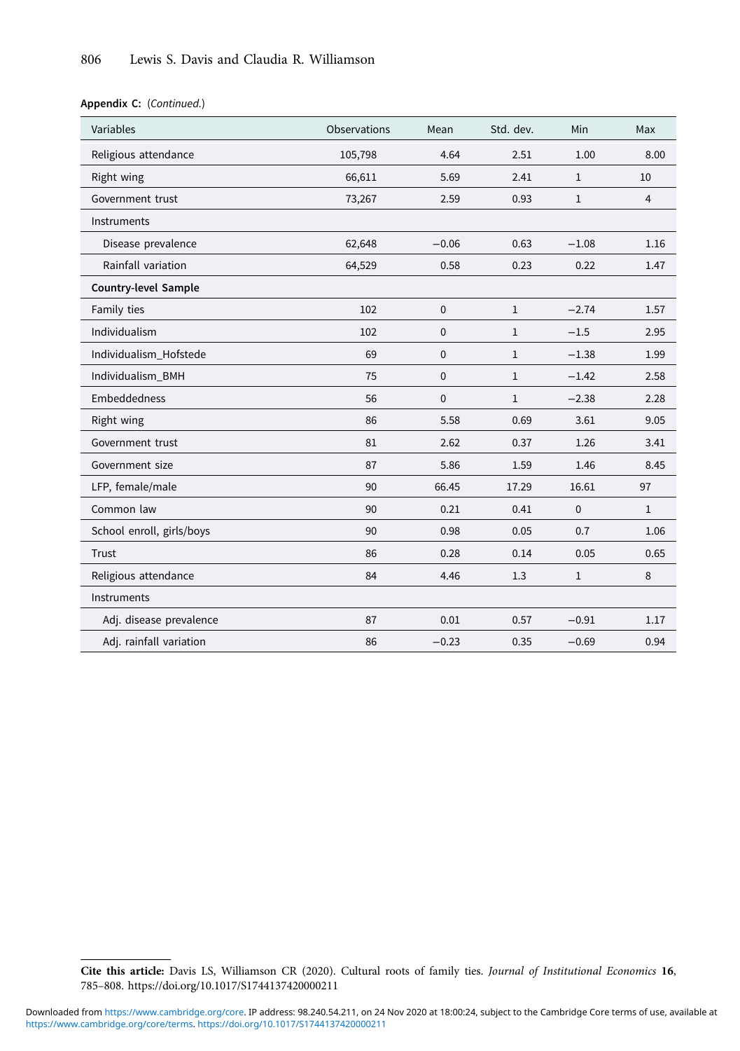**Appendix C:** (*Continued.*)

| Variables | Observations | Mean | Std. dev. | Min | Max |
|---|---|---|---|---|---|
| Religious attendance | 105,798 | 4.64 | 2.51 | 1.00 | 8.00 |
| Right wing | 66,611 | 5.69 | 2.41 | 1 | 10 |
| Government trust | 73,267 | 2.59 | 0.93 | 1 | 4 |
| Instruments | | | | | |
| Disease prevalence | 62,648 | −0.06 | 0.63 | −1.08 | 1.16 |
| Rainfall variation | 64,529 | 0.58 | 0.23 | 0.22 | 1.47 |
| **Country-level Sample** | | | | | |
| Family ties | 102 | 0 | 1 | −2.74 | 1.57 |
| Individualism | 102 | 0 | 1 | −1.5 | 2.95 |
| Individualism_Hofstede | 69 | 0 | 1 | −1.38 | 1.99 |
| Individualism_BMH | 75 | 0 | 1 | −1.42 | 2.58 |
| Embeddedness | 56 | 0 | 1 | −2.38 | 2.28 |
| Right wing | 86 | 5.58 | 0.69 | 3.61 | 9.05 |
| Government trust | 81 | 2.62 | 0.37 | 1.26 | 3.41 |
| Government size | 87 | 5.86 | 1.59 | 1.46 | 8.45 |
| LFP, female/male | 90 | 66.45 | 17.29 | 16.61 | 97 |
| Common law | 90 | 0.21 | 0.41 | 0 | 1 |
| School enroll, girls/boys | 90 | 0.98 | 0.05 | 0.7 | 1.06 |
| Trust | 86 | 0.28 | 0.14 | 0.05 | 0.65 |
| Religious attendance | 84 | 4.46 | 1.3 | 1 | 8 |
| Instruments | | | | | |
| Adj. disease prevalence | 87 | 0.01 | 0.57 | −0.91 | 1.17 |
| Adj. rainfall variation | 86 | −0.23 | 0.35 | −0.69 | 0.94 |

**Cite this article:** Davis LS, Williamson CR (2020). Cultural roots of family ties. *Journal of Institutional Economics* **16**, 785–808. https://doi.org/10.1017/S1744137420000211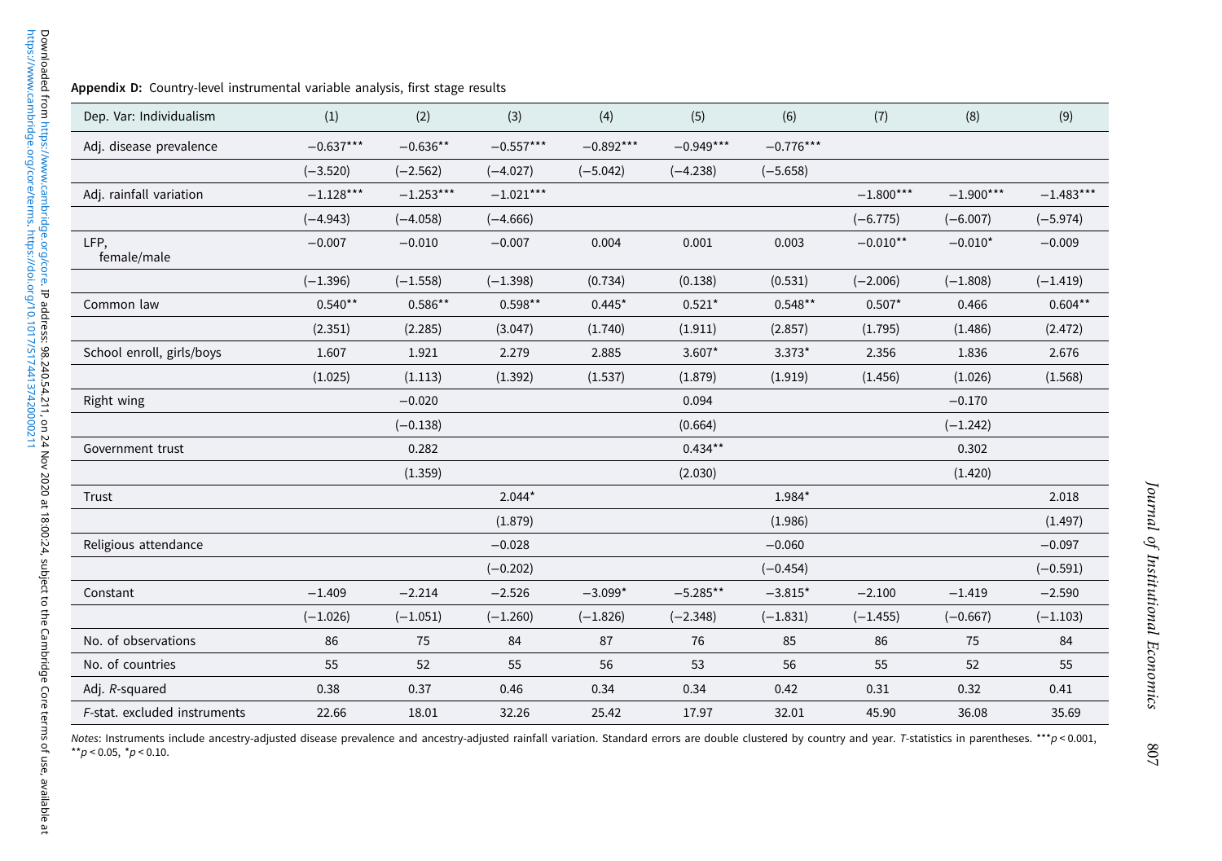**Appendix D:** Country-level instrumental variable analysis, first stage results

| Dep. Var: Individualism | (1) | (2) | (3) | (4) | (5) | (6) | (7) | (8) | (9) |
|---|---|---|---|---|---|---|---|---|---|
| Adj. disease prevalence | −0.637*** | −0.636** | −0.557*** | −0.892*** | −0.949*** | −0.776*** | | | |
| | (−3.520) | (−2.562) | (−4.027) | (−5.042) | (−4.238) | (−5.658) | | | |
| Adj. rainfall variation | −1.128*** | −1.253*** | −1.021*** | | | | −1.800*** | −1.900*** | −1.483*** |
| | (−4.943) | (−4.058) | (−4.666) | | | | (−6.775) | (−6.007) | (−5.974) |
| LFP, female/male | −0.007 | −0.010 | −0.007 | 0.004 | 0.001 | 0.003 | −0.010** | −0.010* | −0.009 |
| | (−1.396) | (−1.558) | (−1.398) | (0.734) | (0.138) | (0.531) | (−2.006) | (−1.808) | (−1.419) |
| Common law | 0.540** | 0.586** | 0.598** | 0.445* | 0.521* | 0.548** | 0.507* | 0.466 | 0.604** |
| | (2.351) | (2.285) | (3.047) | (1.740) | (1.911) | (2.857) | (1.795) | (1.486) | (2.472) |
| School enroll, girls/boys | 1.607 | 1.921 | 2.279 | 2.885 | 3.607* | 3.373* | 2.356 | 1.836 | 2.676 |
| | (1.025) | (1.113) | (1.392) | (1.537) | (1.879) | (1.919) | (1.456) | (1.026) | (1.568) |
| Right wing | | −0.020 | | | 0.094 | | | −0.170 | |
| | | (−0.138) | | | (0.664) | | | (−1.242) | |
| Government trust | | 0.282 | | | 0.434** | | | 0.302 | |
| | | (1.359) | | | (2.030) | | | (1.420) | |
| Trust | | | 2.044* | | | 1.984* | | | 2.018 |
| | | | (1.879) | | | (1.986) | | | (1.497) |
| Religious attendance | | | −0.028 | | | −0.060 | | | −0.097 |
| | | | (−0.202) | | | (−0.454) | | | (−0.591) |
| Constant | −1.409 | −2.214 | −2.526 | −3.099* | −5.285** | −3.815* | −2.100 | −1.419 | −2.590 |
| | (−1.026) | (−1.051) | (−1.260) | (−1.826) | (−2.348) | (−1.831) | (−1.455) | (−0.667) | (−1.103) |
| No. of observations | 86 | 75 | 84 | 87 | 76 | 85 | 86 | 75 | 84 |
| No. of countries | 55 | 52 | 55 | 56 | 53 | 56 | 55 | 52 | 55 |
| Adj. $R$-squared | 0.38 | 0.37 | 0.46 | 0.34 | 0.34 | 0.42 | 0.31 | 0.32 | 0.41 |
| $F$-stat. excluded instruments | 22.66 | 18.01 | 32.26 | 25.42 | 17.97 | 32.01 | 45.90 | 36.08 | 35.69 |

*Notes*: Instruments include ancestry-adjusted disease prevalence and ancestry-adjusted rainfall variation. Standard errors are double clustered by country and year. *T*-statistics in parentheses. ***$p < 0.001$, **$p < 0.05$, *$p < 0.10$.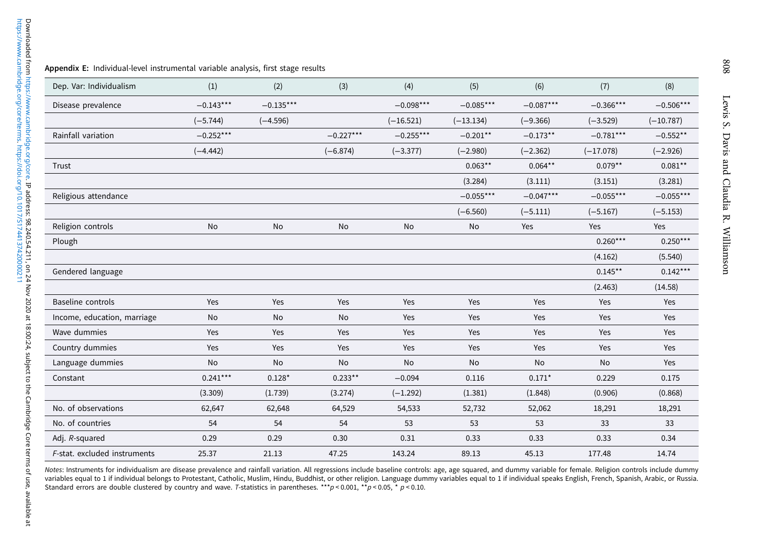**Appendix E:** Individual-level instrumental variable analysis, first stage results

| Dep. Var: Individualism | (1) | (2) | (3) | (4) | (5) | (6) | (7) | (8) |
|---|---|---|---|---|---|---|---|---|
| Disease prevalence | −0.143*** | −0.135*** | | −0.098*** | −0.085*** | −0.087*** | −0.366*** | −0.506*** |
| | (−5.744) | (−4.596) | | (−16.521) | (−13.134) | (−9.366) | (−3.529) | (−10.787) |
| Rainfall variation | −0.252*** | | −0.227*** | −0.255*** | −0.201** | −0.173** | −0.781*** | −0.552** |
| | (−4.442) | | (−6.874) | (−3.377) | (−2.980) | (−2.362) | (−17.078) | (−2.926) |
| Trust | | | | | 0.063** | 0.064** | 0.079** | 0.081** |
| | | | | | (3.284) | (3.111) | (3.151) | (3.281) |
| Religious attendance | | | | | −0.055*** | −0.047*** | −0.055*** | −0.055*** |
| | | | | | (−6.560) | (−5.111) | (−5.167) | (−5.153) |
| Religion controls | No | No | No | No | No | Yes | Yes | Yes |
| Plough | | | | | | | 0.260*** | 0.250*** |
| | | | | | | | (4.162) | (5.540) |
| Gendered language | | | | | | | 0.145** | 0.142*** |
| | | | | | | | (2.463) | (14.58) |
| Baseline controls | Yes | Yes | Yes | Yes | Yes | Yes | Yes | Yes |
| Income, education, marriage | No | No | No | Yes | Yes | Yes | Yes | Yes |
| Wave dummies | Yes | Yes | Yes | Yes | Yes | Yes | Yes | Yes |
| Country dummies | Yes | Yes | Yes | Yes | Yes | Yes | Yes | Yes |
| Language dummies | No | No | No | No | No | No | No | Yes |
| Constant | 0.241*** | 0.128* | 0.233** | −0.094 | 0.116 | 0.171* | 0.229 | 0.175 |
| | (3.309) | (1.739) | (3.274) | (−1.292) | (1.381) | (1.848) | (0.906) | (0.868) |
| No. of observations | 62,647 | 62,648 | 64,529 | 54,533 | 52,732 | 52,062 | 18,291 | 18,291 |
| No. of countries | 54 | 54 | 54 | 53 | 53 | 53 | 33 | 33 |
| Adj. $R$-squared | 0.29 | 0.29 | 0.30 | 0.31 | 0.33 | 0.33 | 0.33 | 0.34 |
| $F$-stat. excluded instruments | 25.37 | 21.13 | 47.25 | 143.24 | 89.13 | 45.13 | 177.48 | 14.74 |

*Notes*: Instruments for individualism are disease prevalence and rainfall variation. All regressions include baseline controls: age, age squared, and dummy variable for female. Religion controls include dummy variables equal to 1 if individual belongs to Protestant, Catholic, Muslim, Hindu, Buddhist, or other religion. Language dummy variables equal to 1 if individual speaks English, French, Spanish, Arabic, or Russia. Standard errors are double clustered by country and wave. *T*-statistics in parentheses. ***$p < 0.001$, **$p < 0.05$, * $p < 0.10$.